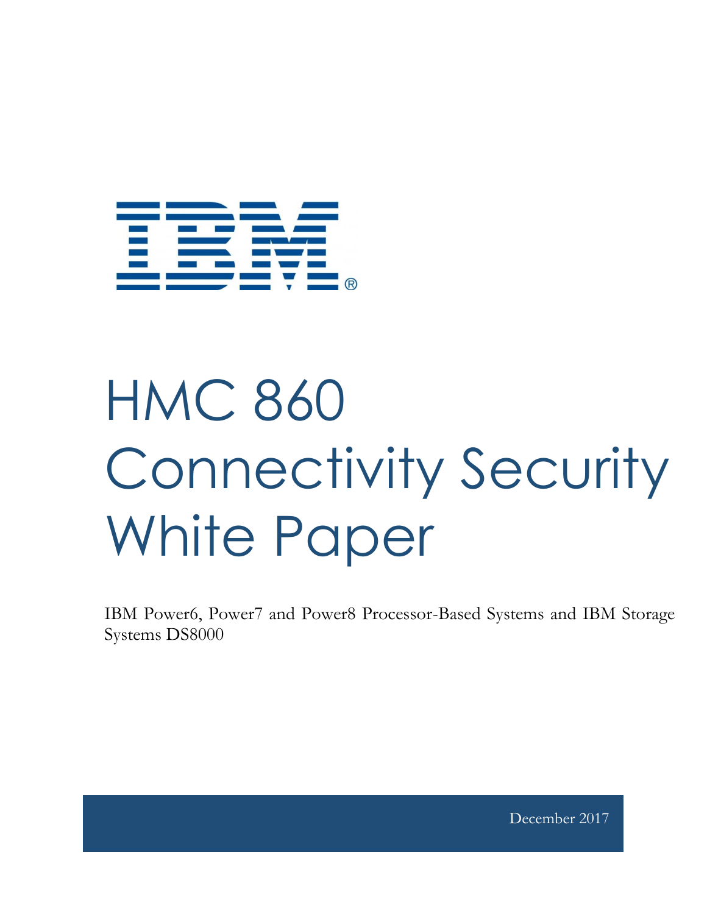# HMC 860 Connectivity Security White Paper

IBM Power6, Power7 and Power8 Processor-Based Systems and IBM Storage Systems DS8000

December 2017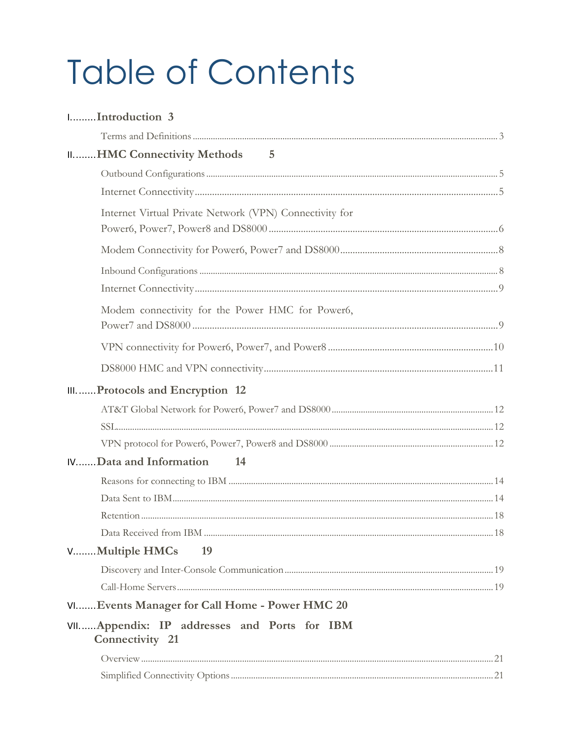# Table of Contents

I.........**Introduction 3**

- Terms and Definitions ........ 3

II........**HMC Connectivity Methods 5**

- Outbound Configurations ........ 5
- Internet Connectivity ........ 5
- Internet Virtual Private Network (VPN) Connectivity for Power6, Power7, Power8 and DS8000 ........ 6
- Modem Connectivity for Power6, Power7 and DS8000 ........ 8
- Inbound Configurations ........ 8
- Internet Connectivity ........ 9
- Modem connectivity for the Power HMC for Power6, Power7 and DS8000 ........ 9
- VPN connectivity for Power6, Power7, and Power8 ........ 10
- DS8000 HMC and VPN connectivity ........ 11

III.......**Protocols and Encryption 12**

- AT&T Global Network for Power6, Power7 and DS8000 ........ 12
- SSL ........ 12
- VPN protocol for Power6, Power7, Power8 and DS8000 ........ 12

IV.......**Data and Information 14**

- Reasons for connecting to IBM ........ 14
- Data Sent to IBM ........ 14
- Retention ........ 18
- Data Received from IBM ........ 18

V........**Multiple HMCs 19**

- Discovery and Inter-Console Communication ........ 19
- Call-Home Servers ........ 19

VI.......**Events Manager for Call Home - Power HMC 20**

VII......**Appendix: IP addresses and Ports for IBM Connectivity 21**

- Overview ........ 21
- Simplified Connectivity Options ........ 21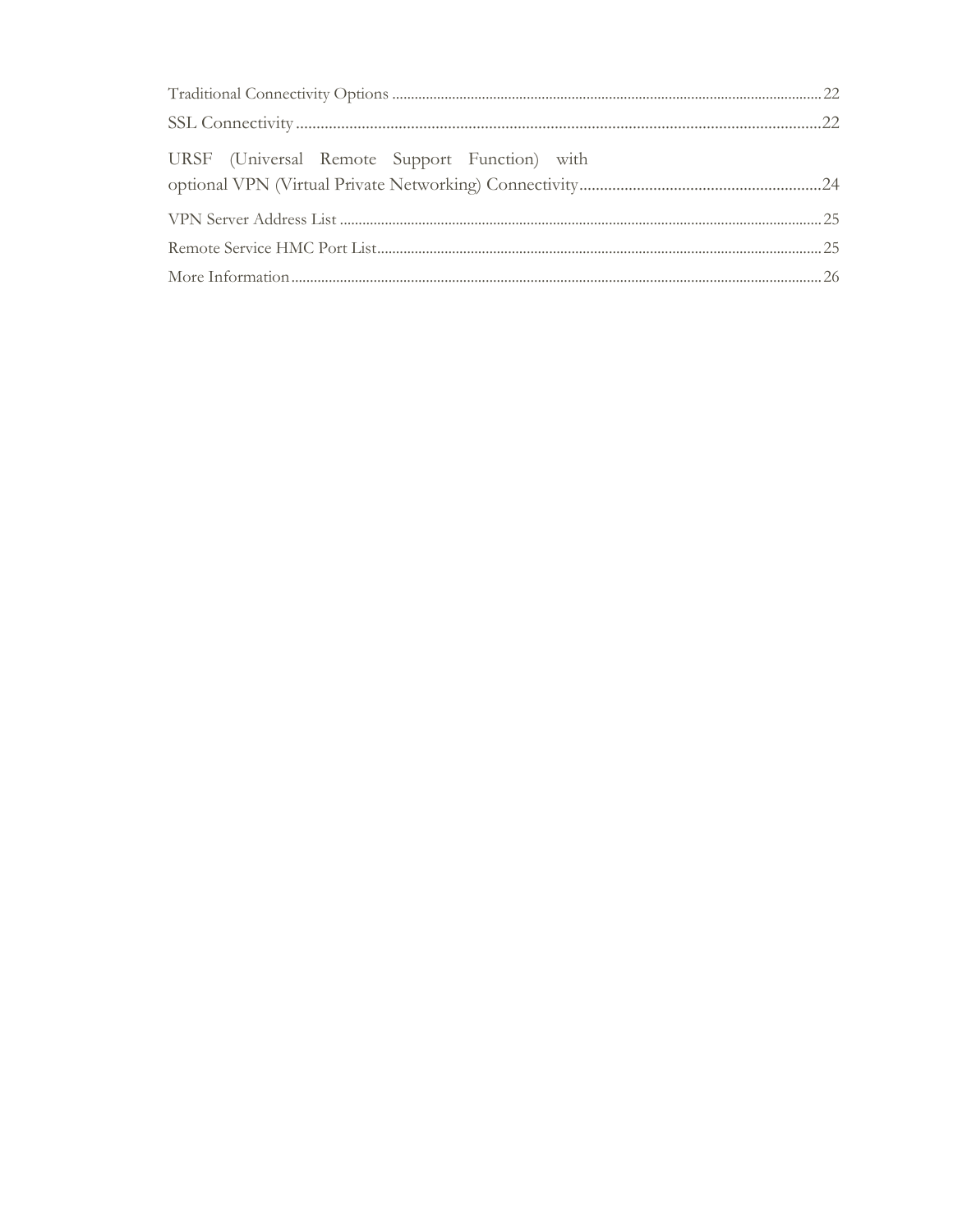Traditional Connectivity Options ........................................................................................................ 22

SSL Connectivity ........................................................................................................................ 22

URSF (Universal Remote Support Function) with optional VPN (Virtual Private Networking) Connectivity ........................................................ 24

VPN Server Address List ........................................................................................................ 25

Remote Service HMC Port List.................................................................................................. 25

More Information........................................................................................................................ 26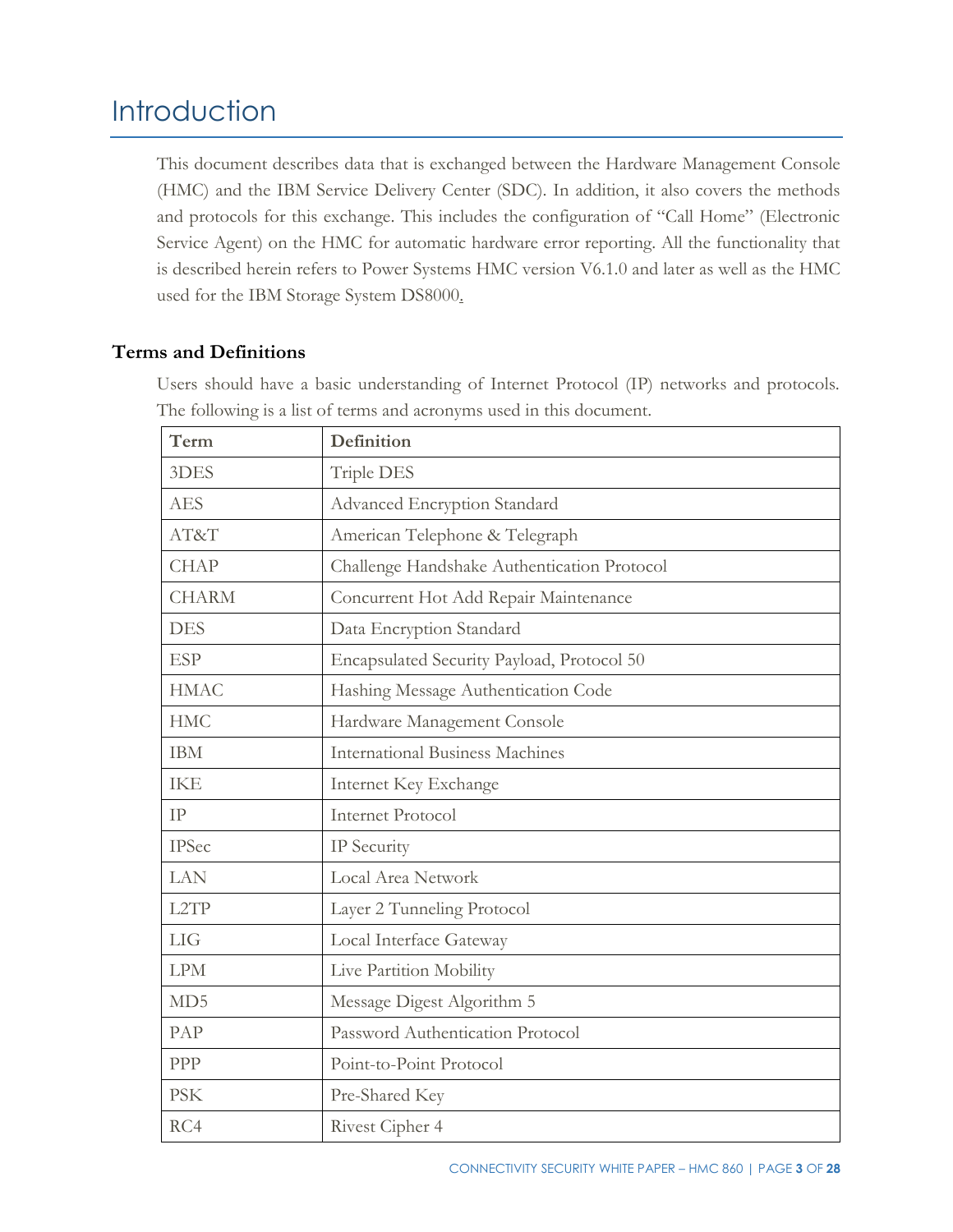# Introduction

This document describes data that is exchanged between the Hardware Management Console (HMC) and the IBM Service Delivery Center (SDC). In addition, it also covers the methods and protocols for this exchange. This includes the configuration of "Call Home" (Electronic Service Agent) on the HMC for automatic hardware error reporting. All the functionality that is described herein refers to Power Systems HMC version V6.1.0 and later as well as the HMC used for the IBM Storage System DS8000.

### Terms and Definitions

Users should have a basic understanding of Internet Protocol (IP) networks and protocols. The following is a list of terms and acronyms used in this document.

| Term | Definition |
|---|---|
| 3DES | Triple DES |
| AES | Advanced Encryption Standard |
| AT&T | American Telephone & Telegraph |
| CHAP | Challenge Handshake Authentication Protocol |
| CHARM | Concurrent Hot Add Repair Maintenance |
| DES | Data Encryption Standard |
| ESP | Encapsulated Security Payload, Protocol 50 |
| HMAC | Hashing Message Authentication Code |
| HMC | Hardware Management Console |
| IBM | International Business Machines |
| IKE | Internet Key Exchange |
| IP | Internet Protocol |
| IPSec | IP Security |
| LAN | Local Area Network |
| L2TP | Layer 2 Tunneling Protocol |
| LIG | Local Interface Gateway |
| LPM | Live Partition Mobility |
| MD5 | Message Digest Algorithm 5 |
| PAP | Password Authentication Protocol |
| PPP | Point-to-Point Protocol |
| PSK | Pre-Shared Key |
| RC4 | Rivest Cipher 4 |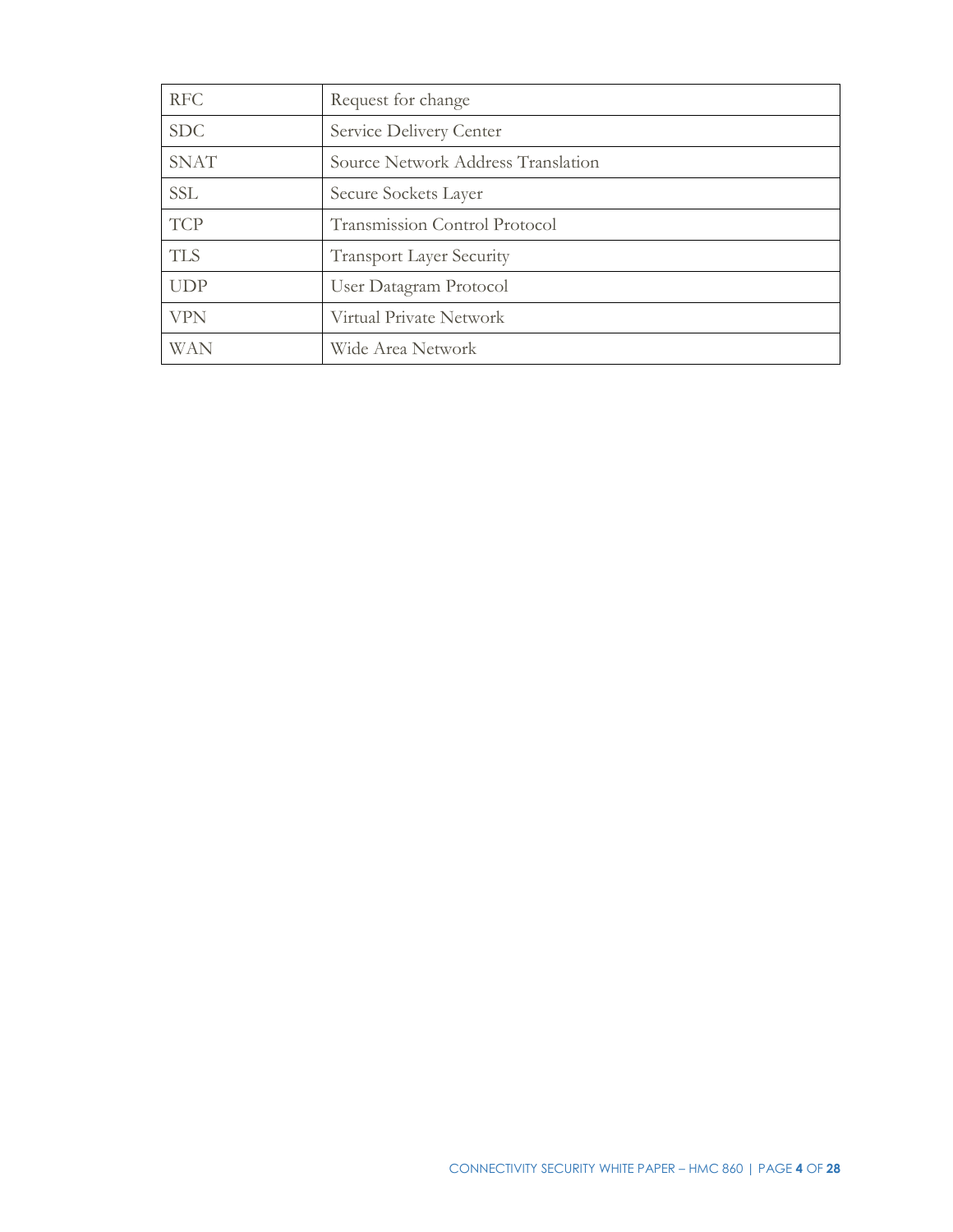| RFC | Request for change |
|---|---|
| SDC | Service Delivery Center |
| SNAT | Source Network Address Translation |
| SSL | Secure Sockets Layer |
| TCP | Transmission Control Protocol |
| TLS | Transport Layer Security |
| UDP | User Datagram Protocol |
| VPN | Virtual Private Network |
| WAN | Wide Area Network |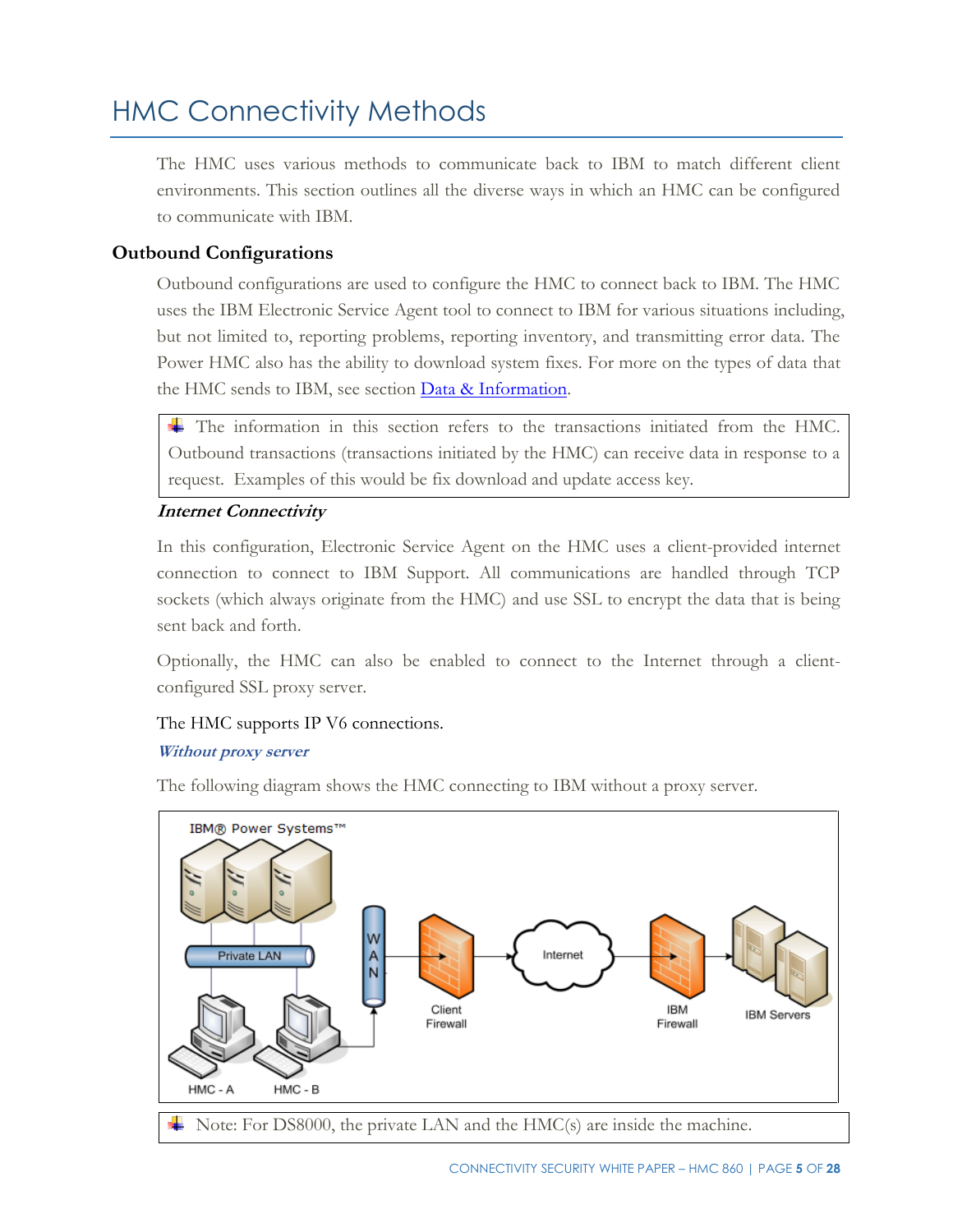# HMC Connectivity Methods

The HMC uses various methods to communicate back to IBM to match different client environments. This section outlines all the diverse ways in which an HMC can be configured to communicate with IBM.

## Outbound Configurations

Outbound configurations are used to configure the HMC to connect back to IBM. The HMC uses the IBM Electronic Service Agent tool to connect to IBM for various situations including, but not limited to, reporting problems, reporting inventory, and transmitting error data. The Power HMC also has the ability to download system fixes. For more on the types of data that the HMC sends to IBM, see section Data & Information.

> The information in this section refers to the transactions initiated from the HMC. Outbound transactions (transactions initiated by the HMC) can receive data in response to a request. Examples of this would be fix download and update access key.

### *Internet Connectivity*

In this configuration, Electronic Service Agent on the HMC uses a client-provided internet connection to connect to IBM Support. All communications are handled through TCP sockets (which always originate from the HMC) and use SSL to encrypt the data that is being sent back and forth.

Optionally, the HMC can also be enabled to connect to the Internet through a client-configured SSL proxy server.

The HMC supports IP V6 connections.

#### *Without proxy server*

The following diagram shows the HMC connecting to IBM without a proxy server.

> Note: For DS8000, the private LAN and the HMC(s) are inside the machine.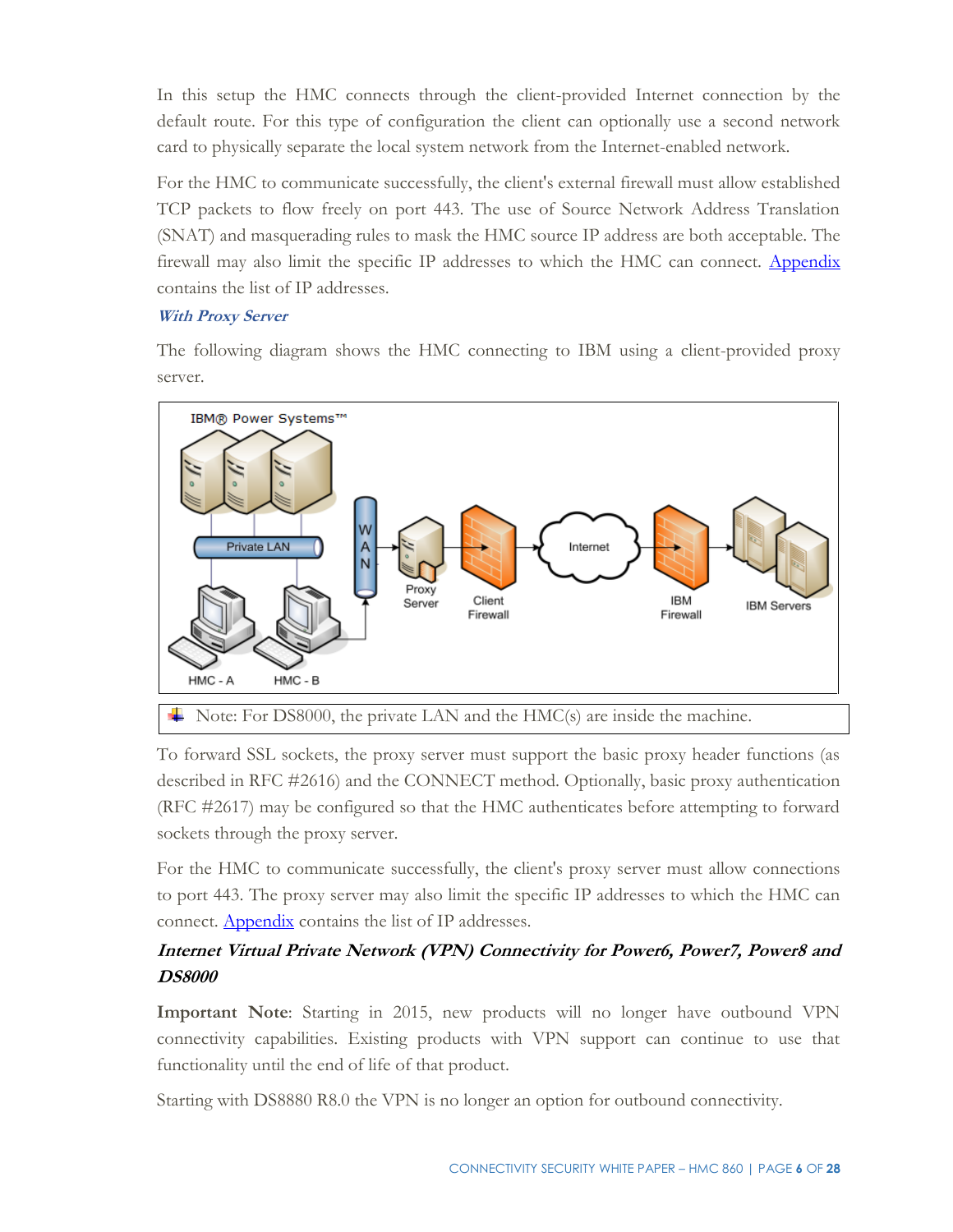In this setup the HMC connects through the client-provided Internet connection by the default route. For this type of configuration the client can optionally use a second network card to physically separate the local system network from the Internet-enabled network.

For the HMC to communicate successfully, the client's external firewall must allow established TCP packets to flow freely on port 443. The use of Source Network Address Translation (SNAT) and masquerading rules to mask the HMC source IP address are both acceptable. The firewall may also limit the specific IP addresses to which the HMC can connect. Appendix contains the list of IP addresses.

### *With Proxy Server*

The following diagram shows the HMC connecting to IBM using a client-provided proxy server.

Note: For DS8000, the private LAN and the HMC(s) are inside the machine.

To forward SSL sockets, the proxy server must support the basic proxy header functions (as described in RFC #2616) and the CONNECT method. Optionally, basic proxy authentication (RFC #2617) may be configured so that the HMC authenticates before attempting to forward sockets through the proxy server.

For the HMC to communicate successfully, the client's proxy server must allow connections to port 443. The proxy server may also limit the specific IP addresses to which the HMC can connect. Appendix contains the list of IP addresses.

## *Internet Virtual Private Network (VPN) Connectivity for Power6, Power7, Power8 and DS8000*

**Important Note**: Starting in 2015, new products will no longer have outbound VPN connectivity capabilities. Existing products with VPN support can continue to use that functionality until the end of life of that product.

Starting with DS8880 R8.0 the VPN is no longer an option for outbound connectivity.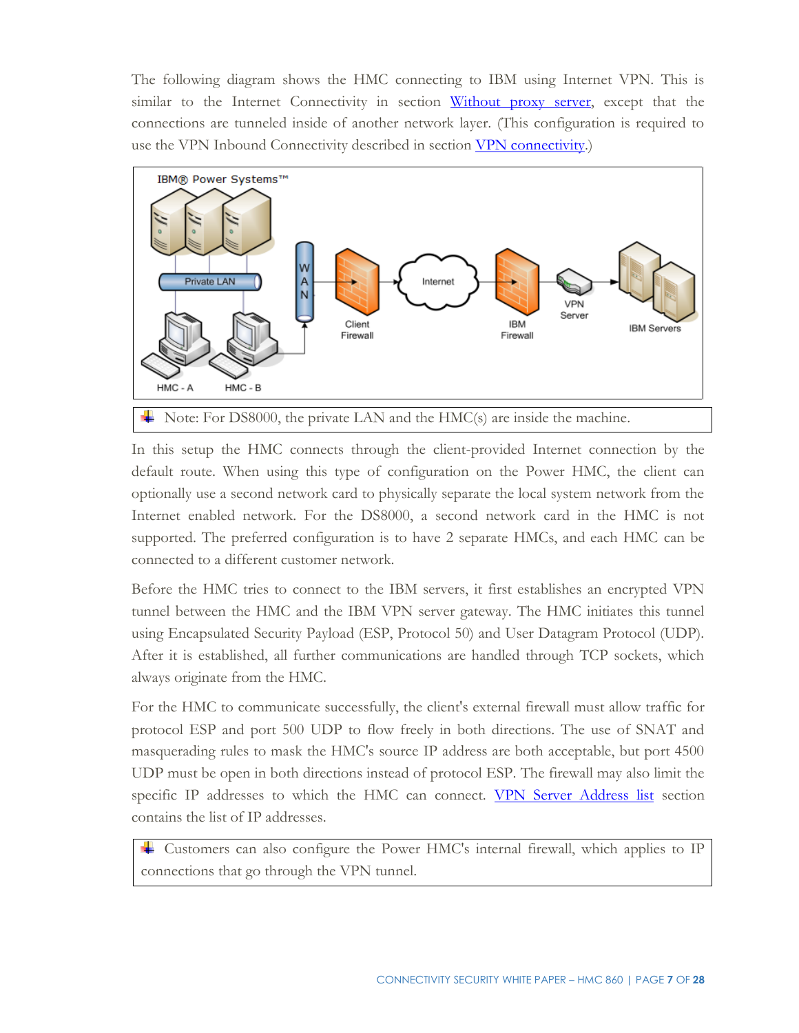The following diagram shows the HMC connecting to IBM using Internet VPN. This is similar to the Internet Connectivity in section Without proxy server, except that the connections are tunneled inside of another network layer. (This configuration is required to use the VPN Inbound Connectivity described in section VPN connectivity.)

> Note: For DS8000, the private LAN and the HMC(s) are inside the machine.

In this setup the HMC connects through the client-provided Internet connection by the default route. When using this type of configuration on the Power HMC, the client can optionally use a second network card to physically separate the local system network from the Internet enabled network. For the DS8000, a second network card in the HMC is not supported. The preferred configuration is to have 2 separate HMCs, and each HMC can be connected to a different customer network.

Before the HMC tries to connect to the IBM servers, it first establishes an encrypted VPN tunnel between the HMC and the IBM VPN server gateway. The HMC initiates this tunnel using Encapsulated Security Payload (ESP, Protocol 50) and User Datagram Protocol (UDP). After it is established, all further communications are handled through TCP sockets, which always originate from the HMC.

For the HMC to communicate successfully, the client's external firewall must allow traffic for protocol ESP and port 500 UDP to flow freely in both directions. The use of SNAT and masquerading rules to mask the HMC's source IP address are both acceptable, but port 4500 UDP must be open in both directions instead of protocol ESP. The firewall may also limit the specific IP addresses to which the HMC can connect. VPN Server Address list section contains the list of IP addresses.

> Customers can also configure the Power HMC's internal firewall, which applies to IP connections that go through the VPN tunnel.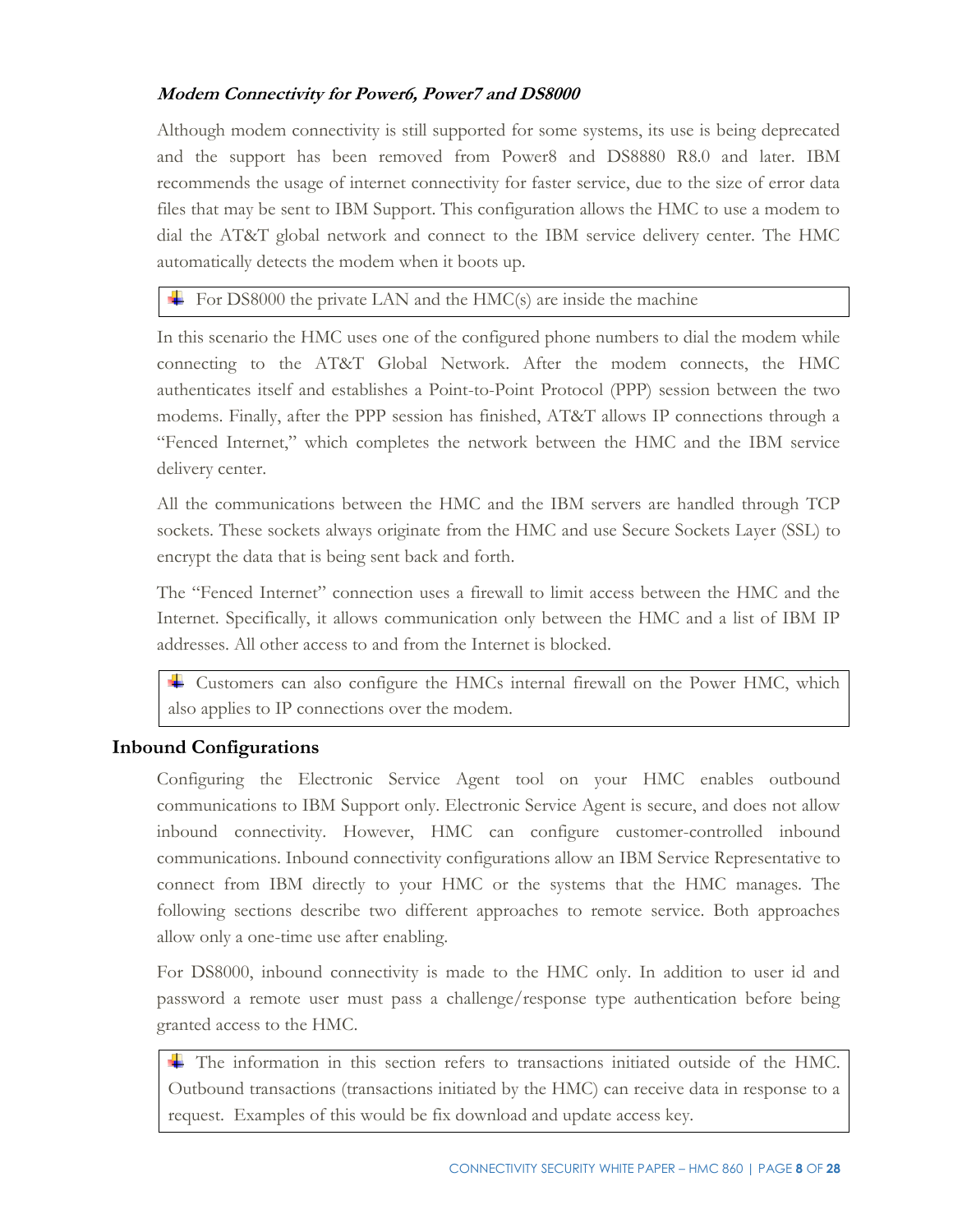### *Modem Connectivity for Power6, Power7 and DS8000*

Although modem connectivity is still supported for some systems, its use is being deprecated and the support has been removed from Power8 and DS8880 R8.0 and later. IBM recommends the usage of internet connectivity for faster service, due to the size of error data files that may be sent to IBM Support. This configuration allows the HMC to use a modem to dial the AT&T global network and connect to the IBM service delivery center. The HMC automatically detects the modem when it boots up.

> For DS8000 the private LAN and the HMC(s) are inside the machine

In this scenario the HMC uses one of the configured phone numbers to dial the modem while connecting to the AT&T Global Network. After the modem connects, the HMC authenticates itself and establishes a Point-to-Point Protocol (PPP) session between the two modems. Finally, after the PPP session has finished, AT&T allows IP connections through a "Fenced Internet," which completes the network between the HMC and the IBM service delivery center.

All the communications between the HMC and the IBM servers are handled through TCP sockets. These sockets always originate from the HMC and use Secure Sockets Layer (SSL) to encrypt the data that is being sent back and forth.

The "Fenced Internet" connection uses a firewall to limit access between the HMC and the Internet. Specifically, it allows communication only between the HMC and a list of IBM IP addresses. All other access to and from the Internet is blocked.

> Customers can also configure the HMCs internal firewall on the Power HMC, which also applies to IP connections over the modem.

## Inbound Configurations

Configuring the Electronic Service Agent tool on your HMC enables outbound communications to IBM Support only. Electronic Service Agent is secure, and does not allow inbound connectivity. However, HMC can configure customer-controlled inbound communications. Inbound connectivity configurations allow an IBM Service Representative to connect from IBM directly to your HMC or the systems that the HMC manages. The following sections describe two different approaches to remote service. Both approaches allow only a one-time use after enabling.

For DS8000, inbound connectivity is made to the HMC only. In addition to user id and password a remote user must pass a challenge/response type authentication before being granted access to the HMC.

> The information in this section refers to transactions initiated outside of the HMC. Outbound transactions (transactions initiated by the HMC) can receive data in response to a request. Examples of this would be fix download and update access key.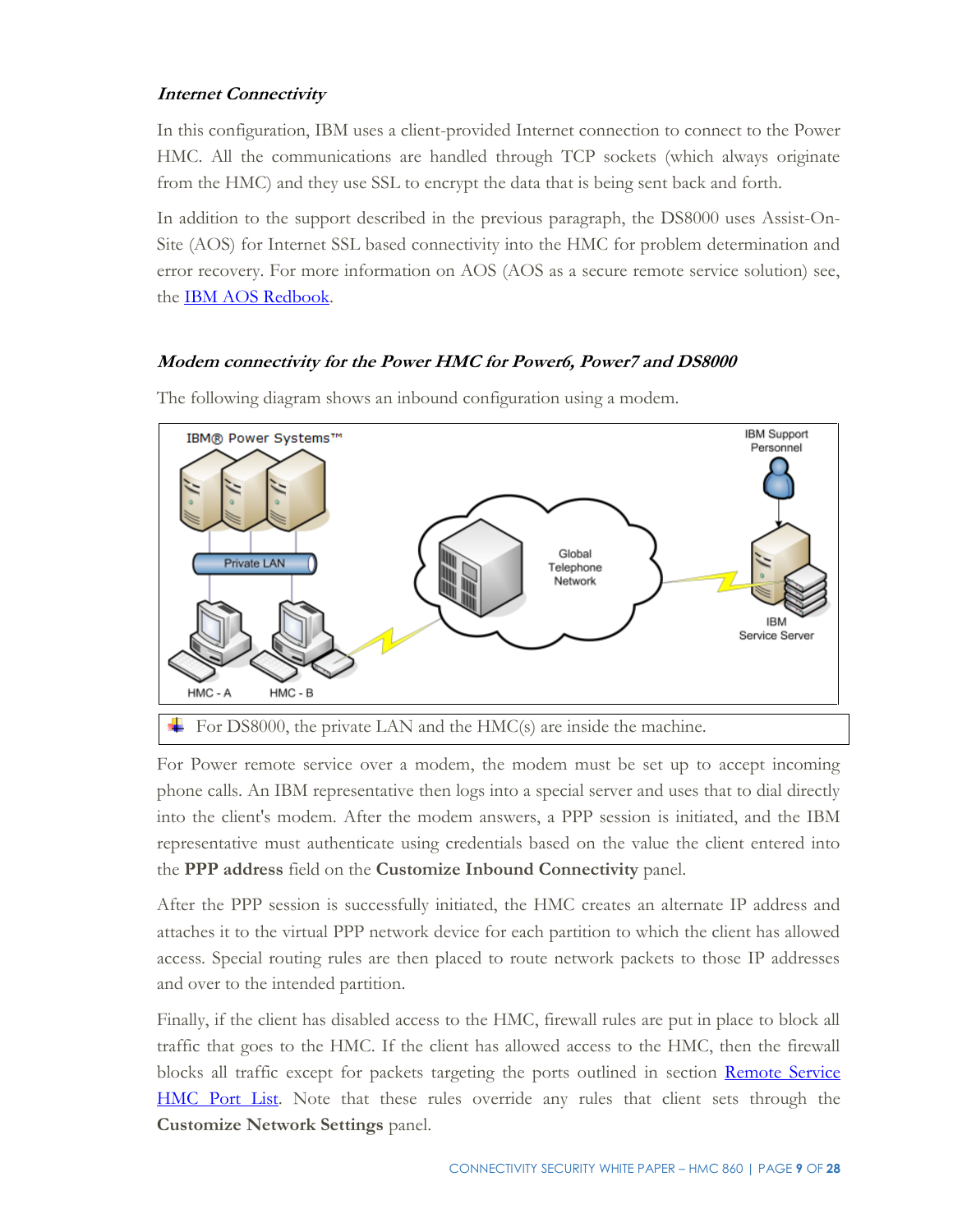### *Internet Connectivity*

In this configuration, IBM uses a client-provided Internet connection to connect to the Power HMC. All the communications are handled through TCP sockets (which always originate from the HMC) and they use SSL to encrypt the data that is being sent back and forth.

In addition to the support described in the previous paragraph, the DS8000 uses Assist-On-Site (AOS) for Internet SSL based connectivity into the HMC for problem determination and error recovery. For more information on AOS (AOS as a secure remote service solution) see, the IBM AOS Redbook.

### *Modem connectivity for the Power HMC for Power6, Power7 and DS8000*

The following diagram shows an inbound configuration using a modem.

For DS8000, the private LAN and the HMC(s) are inside the machine.

For Power remote service over a modem, the modem must be set up to accept incoming phone calls. An IBM representative then logs into a special server and uses that to dial directly into the client's modem. After the modem answers, a PPP session is initiated, and the IBM representative must authenticate using credentials based on the value the client entered into the **PPP address** field on the **Customize Inbound Connectivity** panel.

After the PPP session is successfully initiated, the HMC creates an alternate IP address and attaches it to the virtual PPP network device for each partition to which the client has allowed access. Special routing rules are then placed to route network packets to those IP addresses and over to the intended partition.

Finally, if the client has disabled access to the HMC, firewall rules are put in place to block all traffic that goes to the HMC. If the client has allowed access to the HMC, then the firewall blocks all traffic except for packets targeting the ports outlined in section Remote Service HMC Port List. Note that these rules override any rules that client sets through the **Customize Network Settings** panel.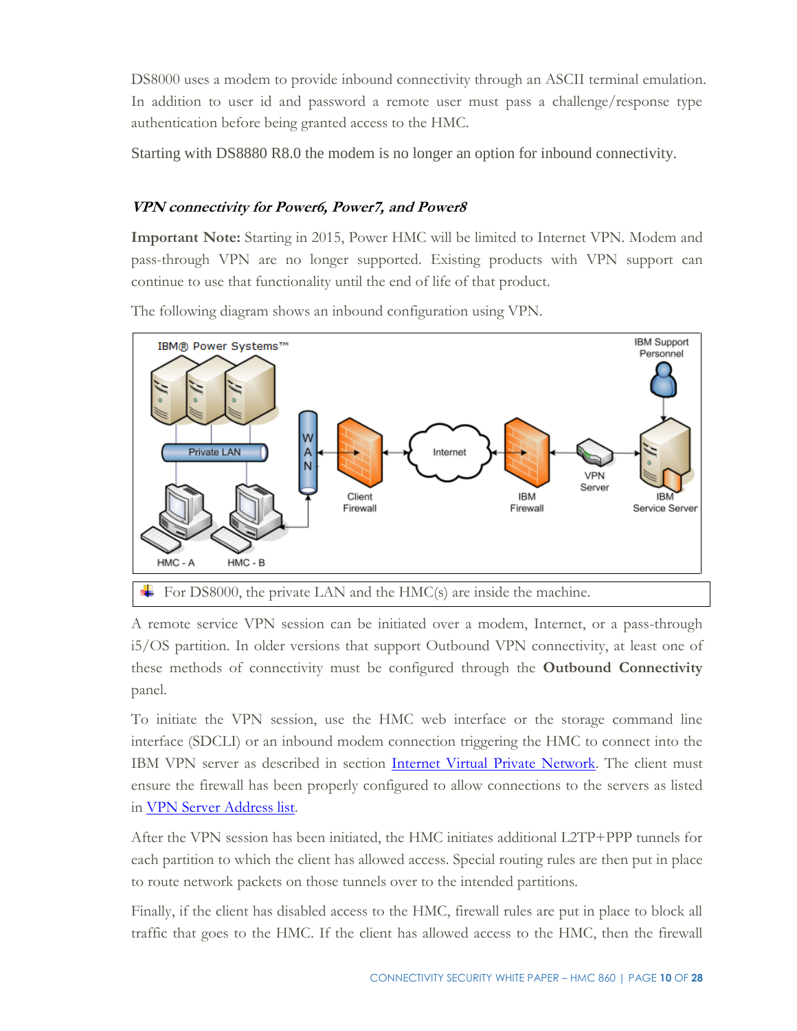DS8000 uses a modem to provide inbound connectivity through an ASCII terminal emulation. In addition to user id and password a remote user must pass a challenge/response type authentication before being granted access to the HMC.

Starting with DS8880 R8.0 the modem is no longer an option for inbound connectivity.

### *VPN connectivity for Power6, Power7, and Power8*

**Important Note:** Starting in 2015, Power HMC will be limited to Internet VPN. Modem and pass-through VPN are no longer supported. Existing products with VPN support can continue to use that functionality until the end of life of that product.

The following diagram shows an inbound configuration using VPN.

For DS8000, the private LAN and the HMC(s) are inside the machine.

A remote service VPN session can be initiated over a modem, Internet, or a pass-through i5/OS partition. In older versions that support Outbound VPN connectivity, at least one of these methods of connectivity must be configured through the **Outbound Connectivity** panel.

To initiate the VPN session, use the HMC web interface or the storage command line interface (SDCLI) or an inbound modem connection triggering the HMC to connect into the IBM VPN server as described in section Internet Virtual Private Network. The client must ensure the firewall has been properly configured to allow connections to the servers as listed in VPN Server Address list.

After the VPN session has been initiated, the HMC initiates additional L2TP+PPP tunnels for each partition to which the client has allowed access. Special routing rules are then put in place to route network packets on those tunnels over to the intended partitions.

Finally, if the client has disabled access to the HMC, firewall rules are put in place to block all traffic that goes to the HMC. If the client has allowed access to the HMC, then the firewall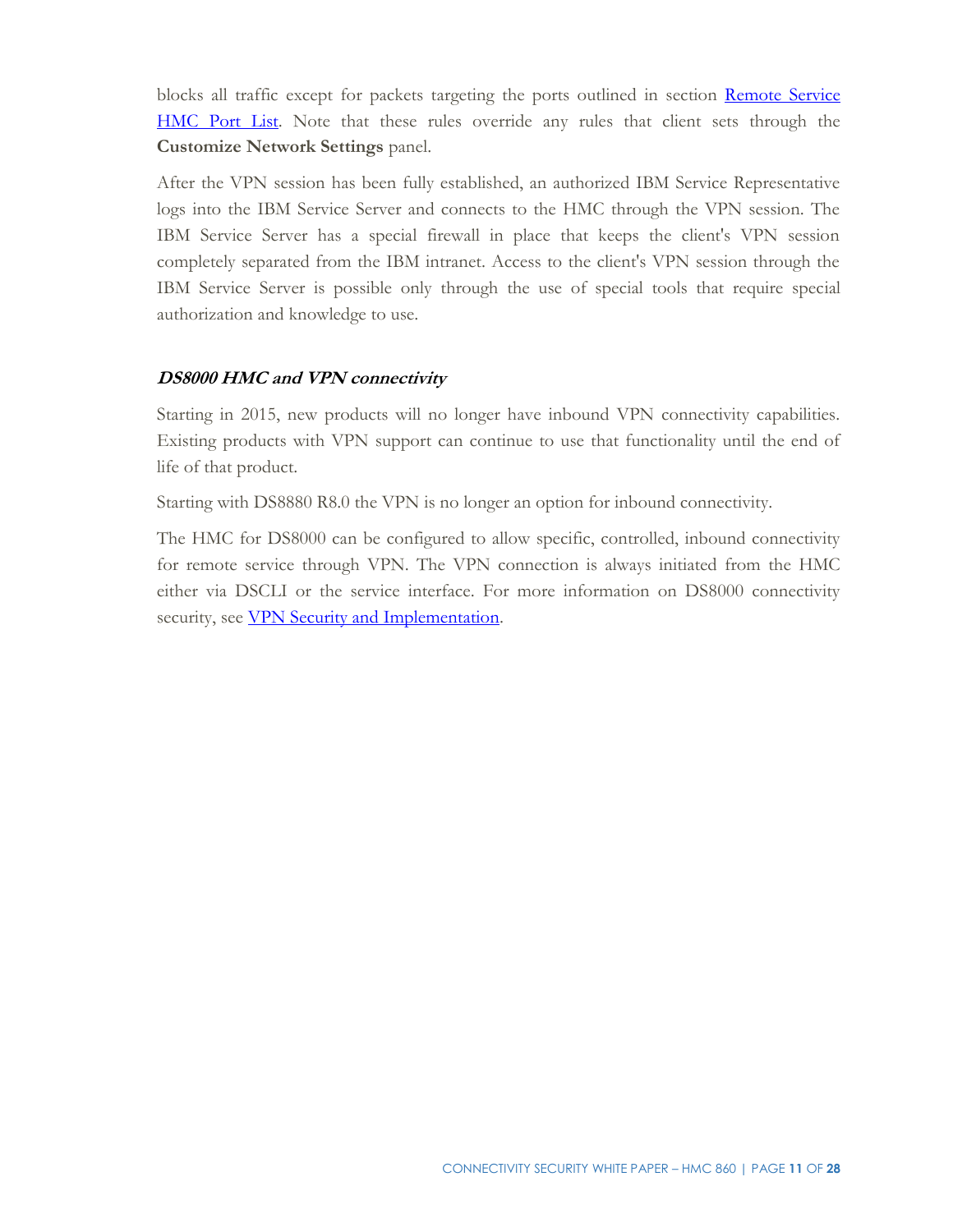blocks all traffic except for packets targeting the ports outlined in section [Remote Service HMC Port List](). Note that these rules override any rules that client sets through the **Customize Network Settings** panel.

After the VPN session has been fully established, an authorized IBM Service Representative logs into the IBM Service Server and connects to the HMC through the VPN session. The IBM Service Server has a special firewall in place that keeps the client's VPN session completely separated from the IBM intranet. Access to the client's VPN session through the IBM Service Server is possible only through the use of special tools that require special authorization and knowledge to use.

### *DS8000 HMC and VPN connectivity*

Starting in 2015, new products will no longer have inbound VPN connectivity capabilities. Existing products with VPN support can continue to use that functionality until the end of life of that product.

Starting with DS8880 R8.0 the VPN is no longer an option for inbound connectivity.

The HMC for DS8000 can be configured to allow specific, controlled, inbound connectivity for remote service through VPN. The VPN connection is always initiated from the HMC either via DSCLI or the service interface. For more information on DS8000 connectivity security, see [VPN Security and Implementation]().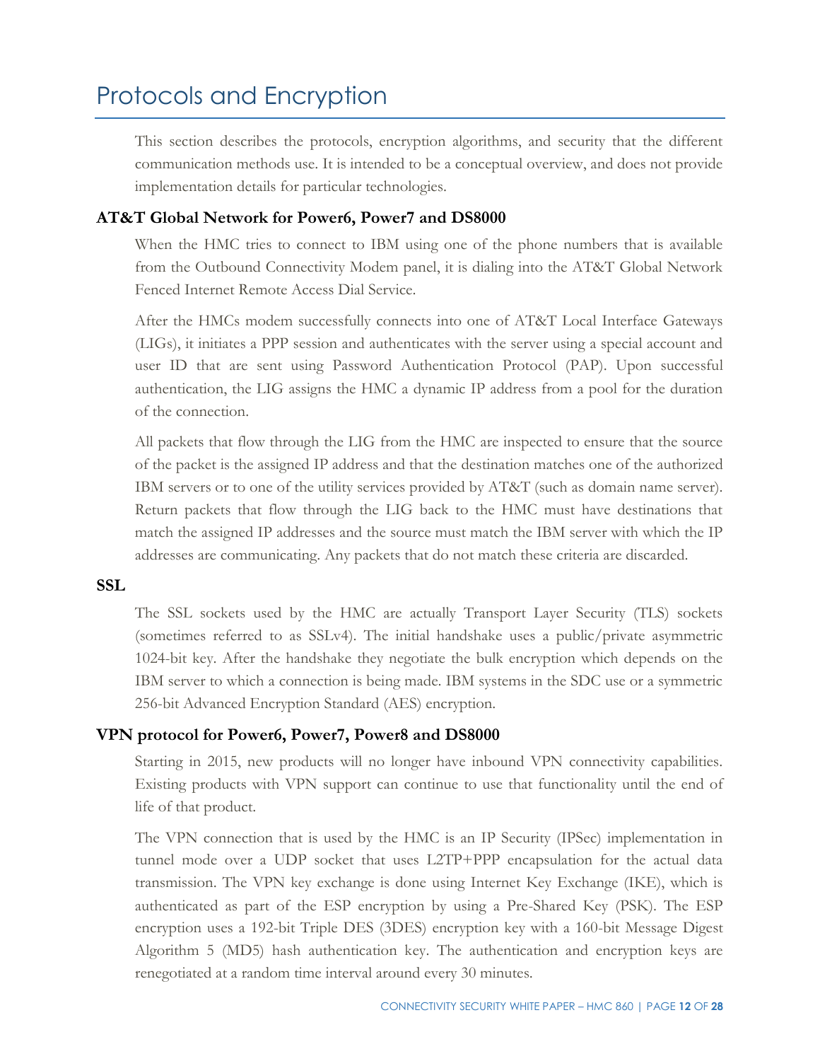# Protocols and Encryption

This section describes the protocols, encryption algorithms, and security that the different communication methods use. It is intended to be a conceptual overview, and does not provide implementation details for particular technologies.

### AT&T Global Network for Power6, Power7 and DS8000

When the HMC tries to connect to IBM using one of the phone numbers that is available from the Outbound Connectivity Modem panel, it is dialing into the AT&T Global Network Fenced Internet Remote Access Dial Service.

After the HMCs modem successfully connects into one of AT&T Local Interface Gateways (LIGs), it initiates a PPP session and authenticates with the server using a special account and user ID that are sent using Password Authentication Protocol (PAP). Upon successful authentication, the LIG assigns the HMC a dynamic IP address from a pool for the duration of the connection.

All packets that flow through the LIG from the HMC are inspected to ensure that the source of the packet is the assigned IP address and that the destination matches one of the authorized IBM servers or to one of the utility services provided by AT&T (such as domain name server). Return packets that flow through the LIG back to the HMC must have destinations that match the assigned IP addresses and the source must match the IBM server with which the IP addresses are communicating. Any packets that do not match these criteria are discarded.

### SSL

The SSL sockets used by the HMC are actually Transport Layer Security (TLS) sockets (sometimes referred to as SSLv4). The initial handshake uses a public/private asymmetric 1024-bit key. After the handshake they negotiate the bulk encryption which depends on the IBM server to which a connection is being made. IBM systems in the SDC use or a symmetric 256-bit Advanced Encryption Standard (AES) encryption.

### VPN protocol for Power6, Power7, Power8 and DS8000

Starting in 2015, new products will no longer have inbound VPN connectivity capabilities. Existing products with VPN support can continue to use that functionality until the end of life of that product.

The VPN connection that is used by the HMC is an IP Security (IPSec) implementation in tunnel mode over a UDP socket that uses L2TP+PPP encapsulation for the actual data transmission. The VPN key exchange is done using Internet Key Exchange (IKE), which is authenticated as part of the ESP encryption by using a Pre-Shared Key (PSK). The ESP encryption uses a 192-bit Triple DES (3DES) encryption key with a 160-bit Message Digest Algorithm 5 (MD5) hash authentication key. The authentication and encryption keys are renegotiated at a random time interval around every 30 minutes.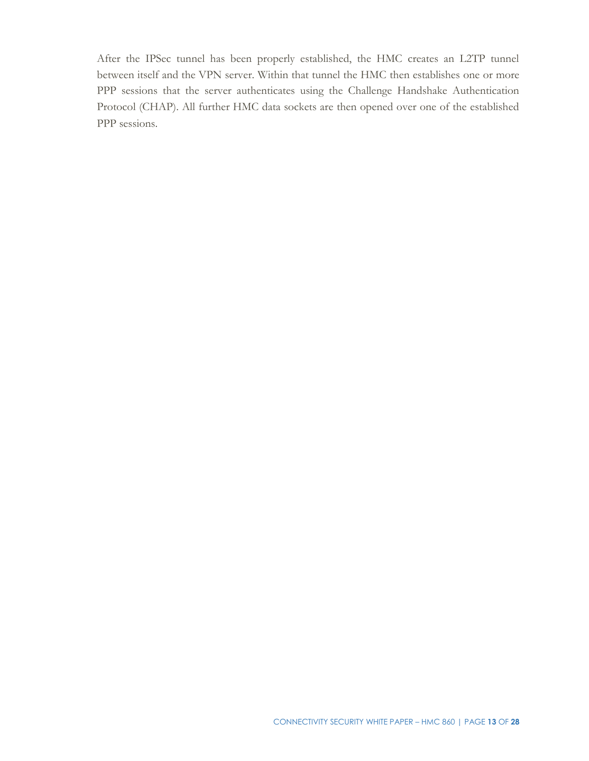After the IPSec tunnel has been properly established, the HMC creates an L2TP tunnel between itself and the VPN server. Within that tunnel the HMC then establishes one or more PPP sessions that the server authenticates using the Challenge Handshake Authentication Protocol (CHAP). All further HMC data sockets are then opened over one of the established PPP sessions.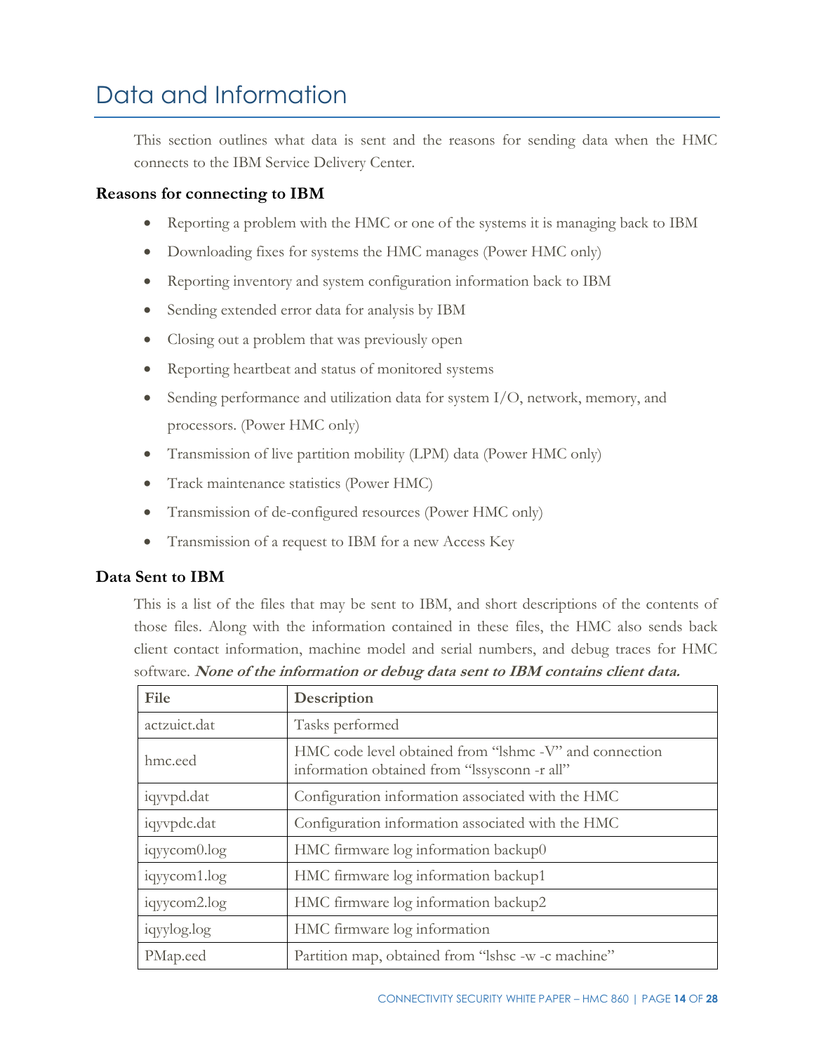# Data and Information

This section outlines what data is sent and the reasons for sending data when the HMC connects to the IBM Service Delivery Center.

### Reasons for connecting to IBM

- Reporting a problem with the HMC or one of the systems it is managing back to IBM
- Downloading fixes for systems the HMC manages (Power HMC only)
- Reporting inventory and system configuration information back to IBM
- Sending extended error data for analysis by IBM
- Closing out a problem that was previously open
- Reporting heartbeat and status of monitored systems
- Sending performance and utilization data for system I/O, network, memory, and processors. (Power HMC only)
- Transmission of live partition mobility (LPM) data (Power HMC only)
- Track maintenance statistics (Power HMC)
- Transmission of de-configured resources (Power HMC only)
- Transmission of a request to IBM for a new Access Key

### Data Sent to IBM

This is a list of the files that may be sent to IBM, and short descriptions of the contents of those files. Along with the information contained in these files, the HMC also sends back client contact information, machine model and serial numbers, and debug traces for HMC software. ***None of the information or debug data sent to IBM contains client data.***

| File | Description |
|---|---|
| actzuict.dat | Tasks performed |
| hmc.eed | HMC code level obtained from "lshmc -V" and connection information obtained from "lssysconn -r all" |
| iqyvpd.dat | Configuration information associated with the HMC |
| iqyvpdc.dat | Configuration information associated with the HMC |
| iqyycom0.log | HMC firmware log information backup0 |
| iqyycom1.log | HMC firmware log information backup1 |
| iqyycom2.log | HMC firmware log information backup2 |
| iqyylog.log | HMC firmware log information |
| PMap.eed | Partition map, obtained from "lshsc -w -c machine" |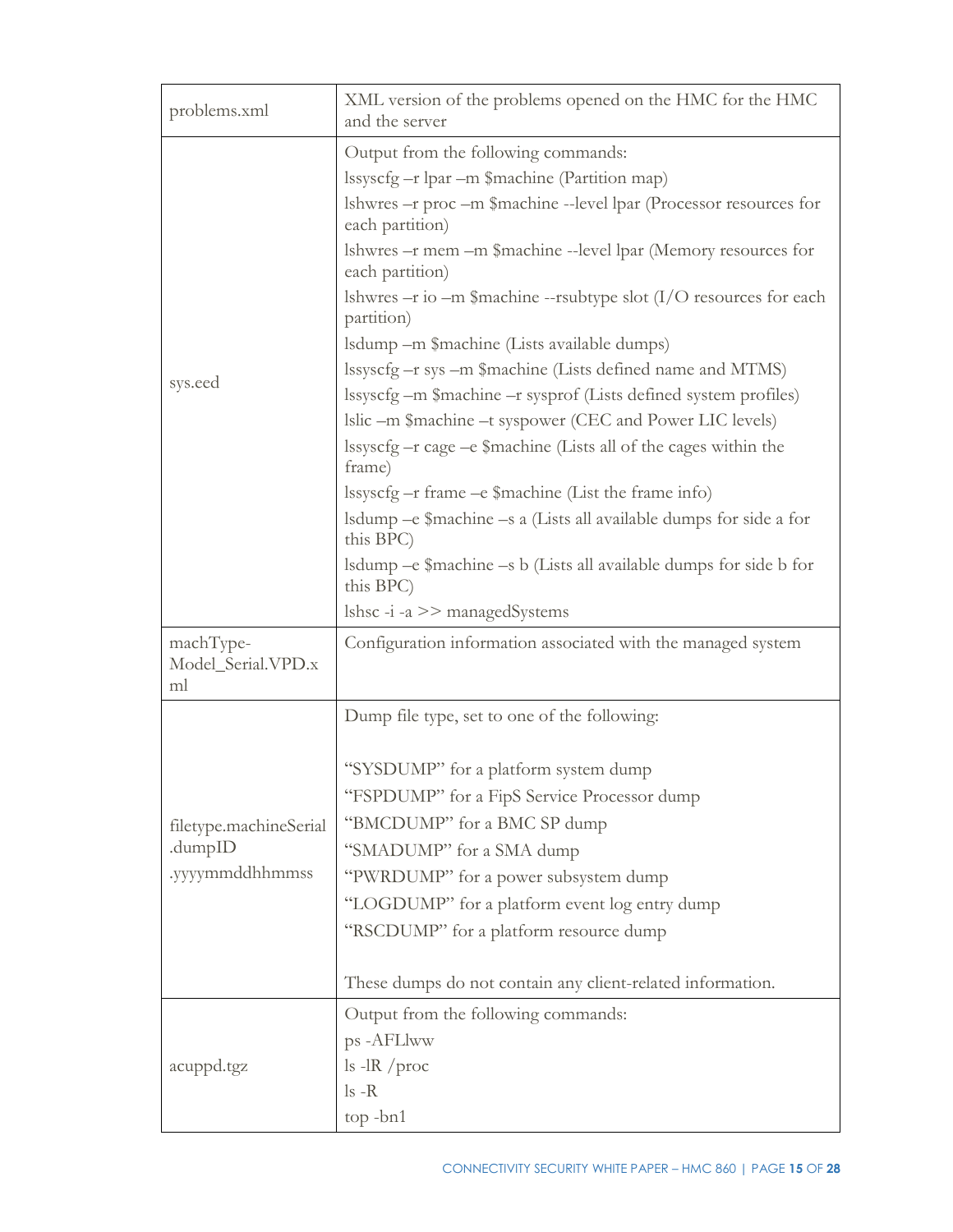| | |
|---|---|
| problems.xml | XML version of the problems opened on the HMC for the HMC and the server |
| sys.eed | Output from the following commands:<br>lssyscfg –r lpar –m $machine (Partition map)<br>lshwres –r proc –m $machine --level lpar (Processor resources for each partition)<br>lshwres –r mem –m $machine --level lpar (Memory resources for each partition)<br>lshwres –r io –m $machine --rsubtype slot (I/O resources for each partition)<br>lsdump –m $machine (Lists available dumps)<br>lssyscfg –r sys –m $machine (Lists defined name and MTMS)<br>lssyscfg –m $machine –r sysprof (Lists defined system profiles)<br>lslic –m $machine –t syspower (CEC and Power LIC levels)<br>lssyscfg –r cage –e $machine (Lists all of the cages within the frame)<br>lssyscfg –r frame –e $machine (List the frame info)<br>lsdump –e $machine –s a (Lists all available dumps for side a for this BPC)<br>lsdump –e $machine –s b (Lists all available dumps for side b for this BPC)<br>lshsc -i -a >> managedSystems |
| machType-Model_Serial.VPD.xml | Configuration information associated with the managed system |
| filetype.machineSerial.dumpID.yyyymmddhhmmss | Dump file type, set to one of the following:<br><br>"SYSDUMP" for a platform system dump<br>"FSPDUMP" for a FipS Service Processor dump<br>"BMCDUMP" for a BMC SP dump<br>"SMADUMP" for a SMA dump<br>"PWRDUMP" for a power subsystem dump<br>"LOGDUMP" for a platform event log entry dump<br>"RSCDUMP" for a platform resource dump<br><br>These dumps do not contain any client-related information. |
| acuppd.tgz | Output from the following commands:<br>ps -AFLlww<br>ls -lR /proc<br>ls -R<br>top -bn1 |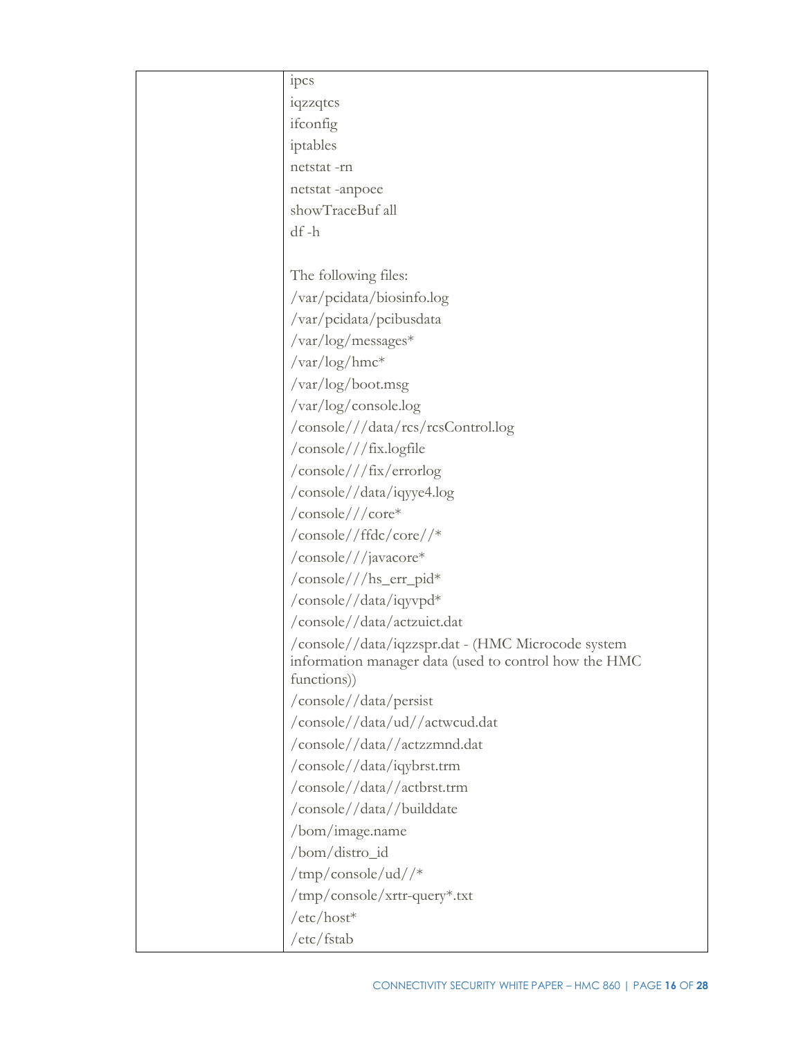| | |
|---|---|
| | ipcs<br>iqzzqtcs<br>ifconfig<br>iptables<br>netstat -rn<br>netstat -anpoee<br>showTraceBuf all<br>df -h<br><br>The following files:<br>/var/pcidata/biosinfo.log<br>/var/pcidata/pcibusdata<br>/var/log/messages*<br>/var/log/hmc*<br>/var/log/boot.msg<br>/var/log/console.log<br>/console///data/rcs/rcsControl.log<br>/console///fix.logfile<br>/console///fix/errorlog<br>/console//data/iqyye4.log<br>/console///core*<br>/console//ffdc/core//*<br>/console///javacore*<br>/console///hs_err_pid*<br>/console//data/iqyvpd*<br>/console//data/actzuict.dat<br>/console//data/iqzzspr.dat - (HMC Microcode system information manager data (used to control how the HMC functions))<br>/console//data/persist<br>/console//data/ud//actwcud.dat<br>/console//data//actzzmnd.dat<br>/console//data/iqybrst.trm<br>/console//data//actbrst.trm<br>/console//data//builddate<br>/bom/image.name<br>/bom/distro_id<br>/tmp/console/ud//*<br>/tmp/console/xrtr-query*.txt<br>/etc/host*<br>/etc/fstab |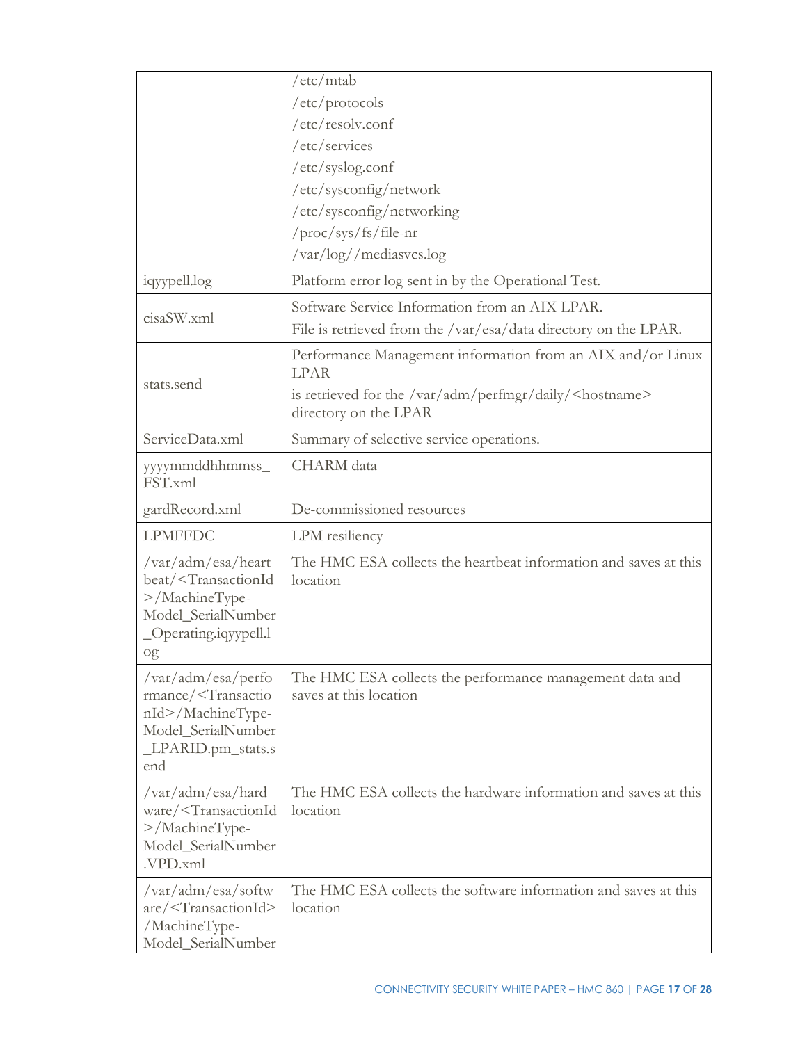| | |
|---|---|
| | /etc/mtab<br>/etc/protocols<br>/etc/resolv.conf<br>/etc/services<br>/etc/syslog.conf<br>/etc/sysconfig/network<br>/etc/sysconfig/networking<br>/proc/sys/fs/file-nr<br>/var/log//mediasvcs.log |
| iqyypell.log | Platform error log sent in by the Operational Test. |
| cisaSW.xml | Software Service Information from an AIX LPAR.<br>File is retrieved from the /var/esa/data directory on the LPAR. |
| stats.send | Performance Management information from an AIX and/or Linux LPAR<br>is retrieved for the /var/adm/perfmgr/daily/<hostname> directory on the LPAR |
| ServiceData.xml | Summary of selective service operations. |
| yyyymmddhhmmss_FST.xml | CHARM data |
| gardRecord.xml | De-commissioned resources |
| LPMFFDC | LPM resiliency |
| /var/adm/esa/heartbeat/<TransactionId>/MachineType-Model_SerialNumber_Operating.iqyypell.log | The HMC ESA collects the heartbeat information and saves at this location |
| /var/adm/esa/performance/<TransactionId>/MachineType-Model_SerialNumber_LPARID.pm_stats.send | The HMC ESA collects the performance management data and saves at this location |
| /var/adm/esa/hardware/<TransactionId>/MachineType-Model_SerialNumber.VPD.xml | The HMC ESA collects the hardware information and saves at this location |
| /var/adm/esa/software/<TransactionId>/MachineType-Model_SerialNumber | The HMC ESA collects the software information and saves at this location |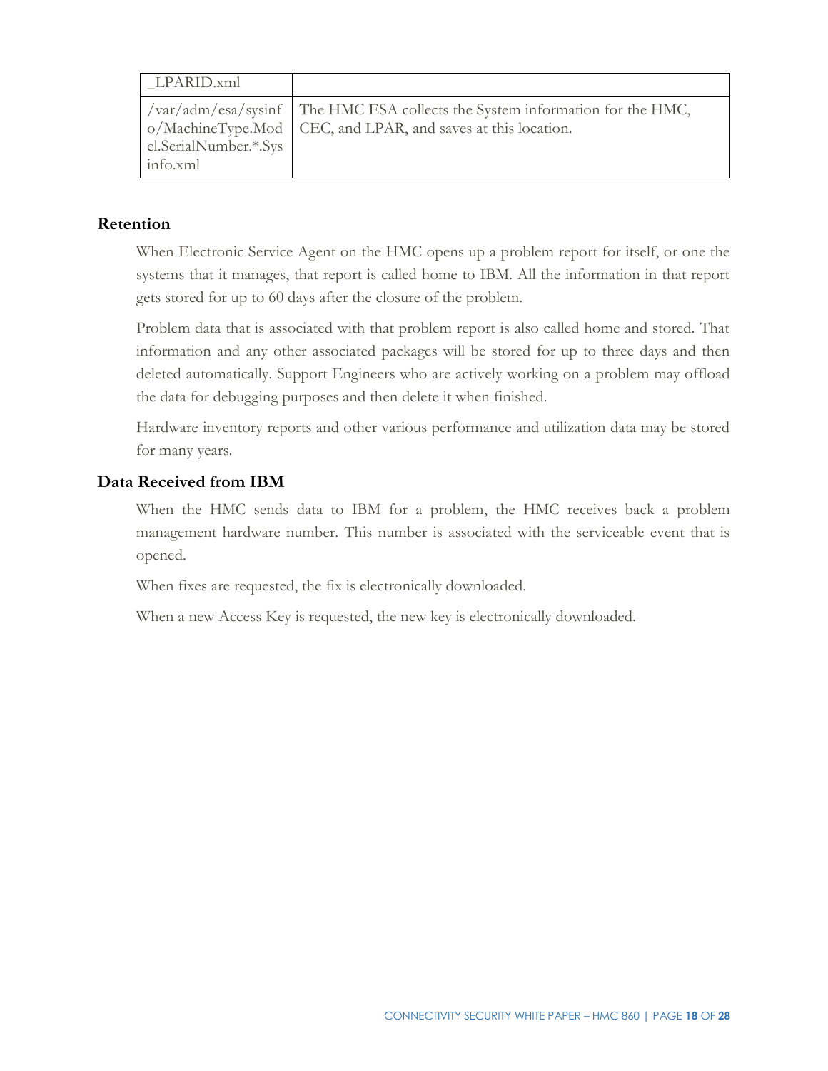| _LPARID.xml | |
| --- | --- |
| /var/adm/esa/sysinfo/MachineType.Model.SerialNumber.*.Sysinfo.xml | The HMC ESA collects the System information for the HMC, CEC, and LPAR, and saves at this location. |

### Retention

When Electronic Service Agent on the HMC opens up a problem report for itself, or one the systems that it manages, that report is called home to IBM. All the information in that report gets stored for up to 60 days after the closure of the problem.

Problem data that is associated with that problem report is also called home and stored. That information and any other associated packages will be stored for up to three days and then deleted automatically. Support Engineers who are actively working on a problem may offload the data for debugging purposes and then delete it when finished.

Hardware inventory reports and other various performance and utilization data may be stored for many years.

### Data Received from IBM

When the HMC sends data to IBM for a problem, the HMC receives back a problem management hardware number. This number is associated with the serviceable event that is opened.

When fixes are requested, the fix is electronically downloaded.

When a new Access Key is requested, the new key is electronically downloaded.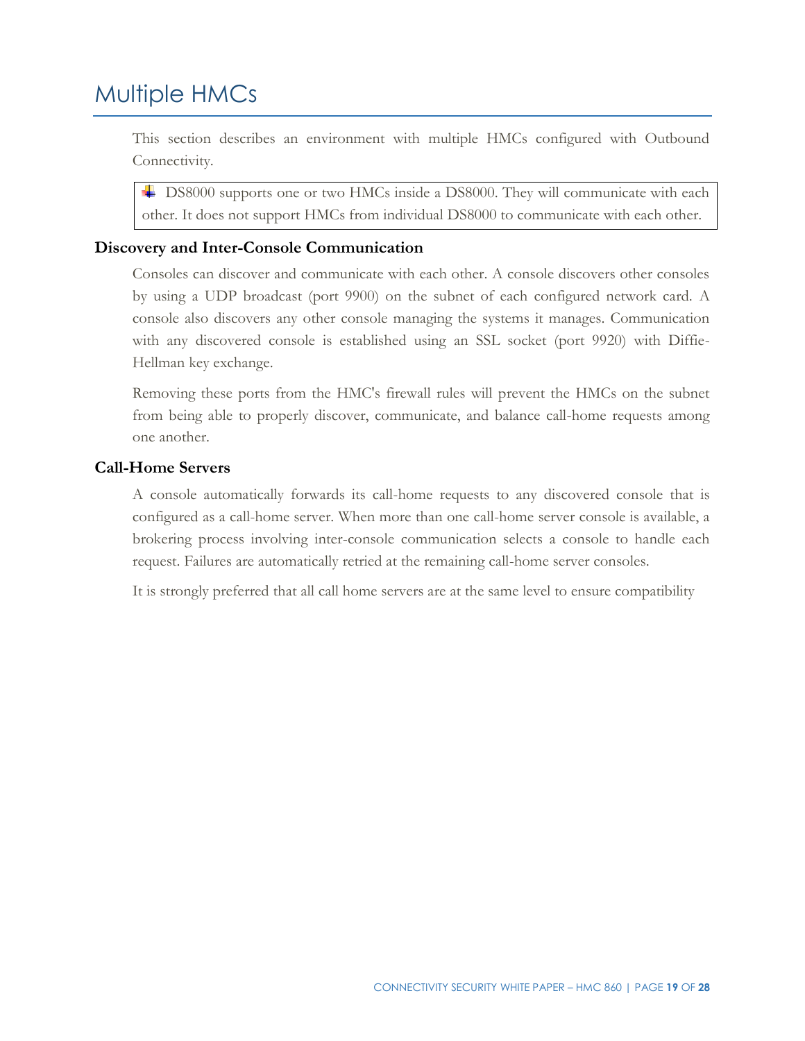# Multiple HMCs

This section describes an environment with multiple HMCs configured with Outbound Connectivity.

> DS8000 supports one or two HMCs inside a DS8000. They will communicate with each other. It does not support HMCs from individual DS8000 to communicate with each other.

### Discovery and Inter-Console Communication

Consoles can discover and communicate with each other. A console discovers other consoles by using a UDP broadcast (port 9900) on the subnet of each configured network card. A console also discovers any other console managing the systems it manages. Communication with any discovered console is established using an SSL socket (port 9920) with Diffie-Hellman key exchange.

Removing these ports from the HMC's firewall rules will prevent the HMCs on the subnet from being able to properly discover, communicate, and balance call-home requests among one another.

### Call-Home Servers

A console automatically forwards its call-home requests to any discovered console that is configured as a call-home server. When more than one call-home server console is available, a brokering process involving inter-console communication selects a console to handle each request. Failures are automatically retried at the remaining call-home server consoles.

It is strongly preferred that all call home servers are at the same level to ensure compatibility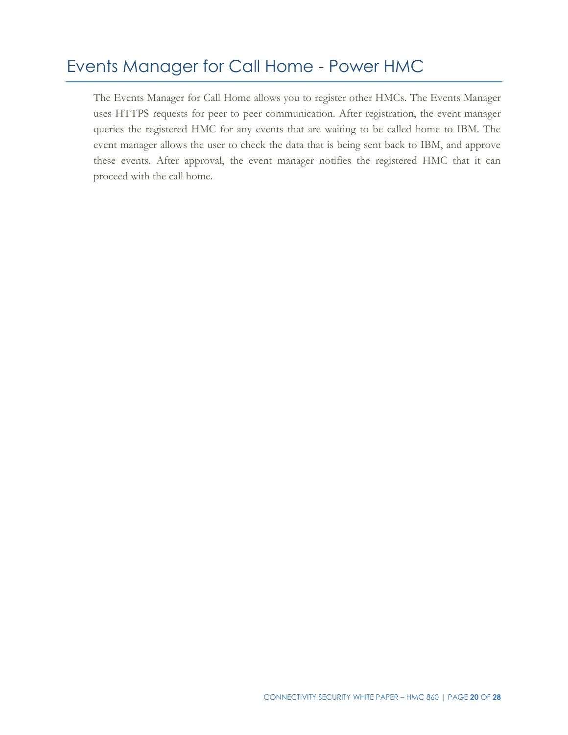# Events Manager for Call Home - Power HMC

The Events Manager for Call Home allows you to register other HMCs. The Events Manager uses HTTPS requests for peer to peer communication. After registration, the event manager queries the registered HMC for any events that are waiting to be called home to IBM. The event manager allows the user to check the data that is being sent back to IBM, and approve these events. After approval, the event manager notifies the registered HMC that it can proceed with the call home.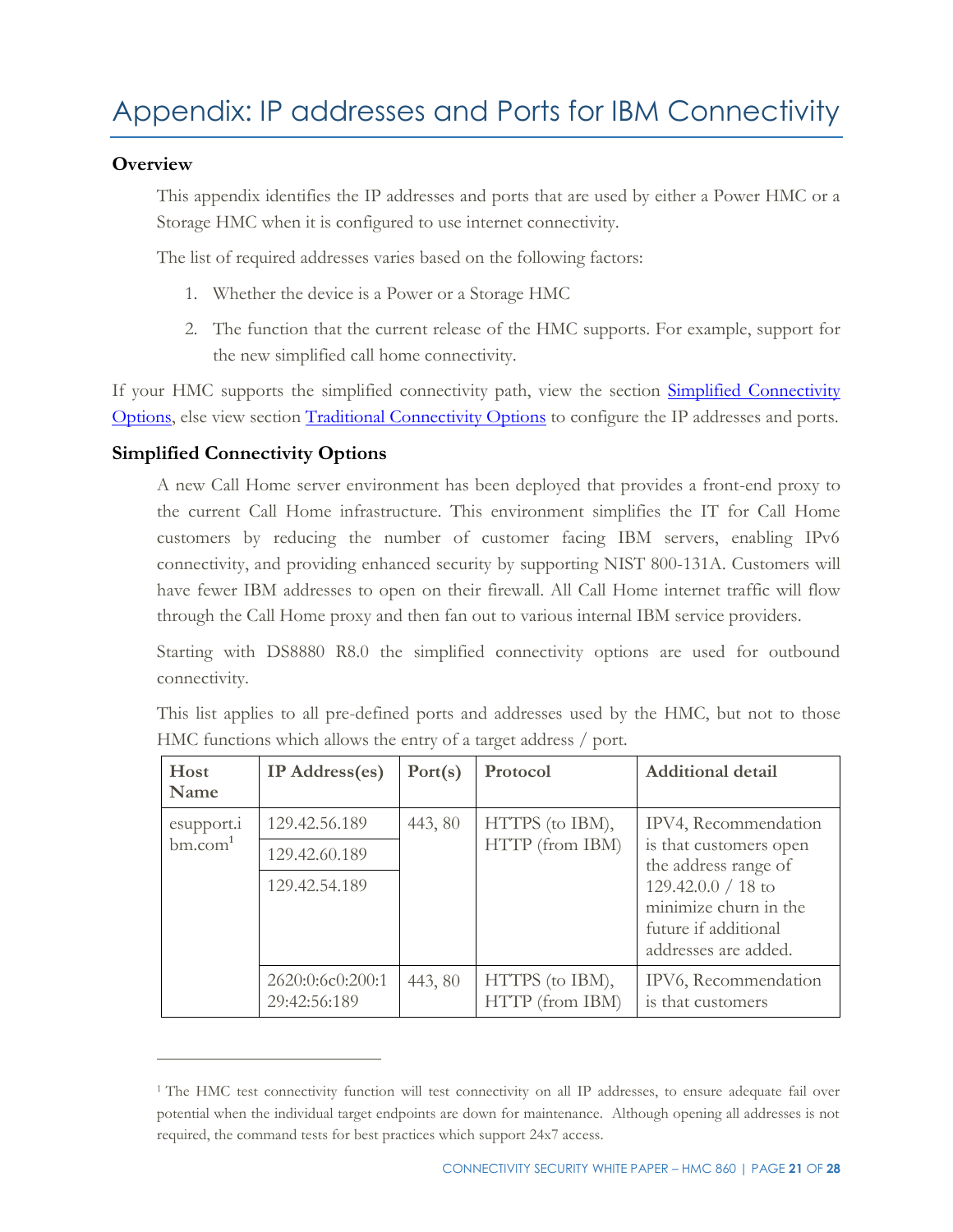# Appendix: IP addresses and Ports for IBM Connectivity

### Overview

This appendix identifies the IP addresses and ports that are used by either a Power HMC or a Storage HMC when it is configured to use internet connectivity.

The list of required addresses varies based on the following factors:

1. Whether the device is a Power or a Storage HMC
2. The function that the current release of the HMC supports. For example, support for the new simplified call home connectivity.

If your HMC supports the simplified connectivity path, view the section Simplified Connectivity Options, else view section Traditional Connectivity Options to configure the IP addresses and ports.

### Simplified Connectivity Options

A new Call Home server environment has been deployed that provides a front-end proxy to the current Call Home infrastructure. This environment simplifies the IT for Call Home customers by reducing the number of customer facing IBM servers, enabling IPv6 connectivity, and providing enhanced security by supporting NIST 800-131A. Customers will have fewer IBM addresses to open on their firewall. All Call Home internet traffic will flow through the Call Home proxy and then fan out to various internal IBM service providers.

Starting with DS8880 R8.0 the simplified connectivity options are used for outbound connectivity.

This list applies to all pre-defined ports and addresses used by the HMC, but not to those HMC functions which allows the entry of a target address / port.

| Host Name | IP Address(es) | Port(s) | Protocol | Additional detail |
|---|---|---|---|---|
| esupport.ibm.com[1] | 129.42.56.189 | 443, 80 | HTTPS (to IBM), HTTP (from IBM) | IPV4, Recommendation is that customers open the address range of 129.42.0.0 / 18 to minimize churn in the future if additional addresses are added. |
| | 129.42.60.189 | | | |
| | 129.42.54.189 | | | |
| | 2620:0:6c0:200:129:42:56:189 | 443, 80 | HTTPS (to IBM), HTTP (from IBM) | IPV6, Recommendation is that customers |

[1] The HMC test connectivity function will test connectivity on all IP addresses, to ensure adequate fail over potential when the individual target endpoints are down for maintenance. Although opening all addresses is not required, the command tests for best practices which support 24x7 access.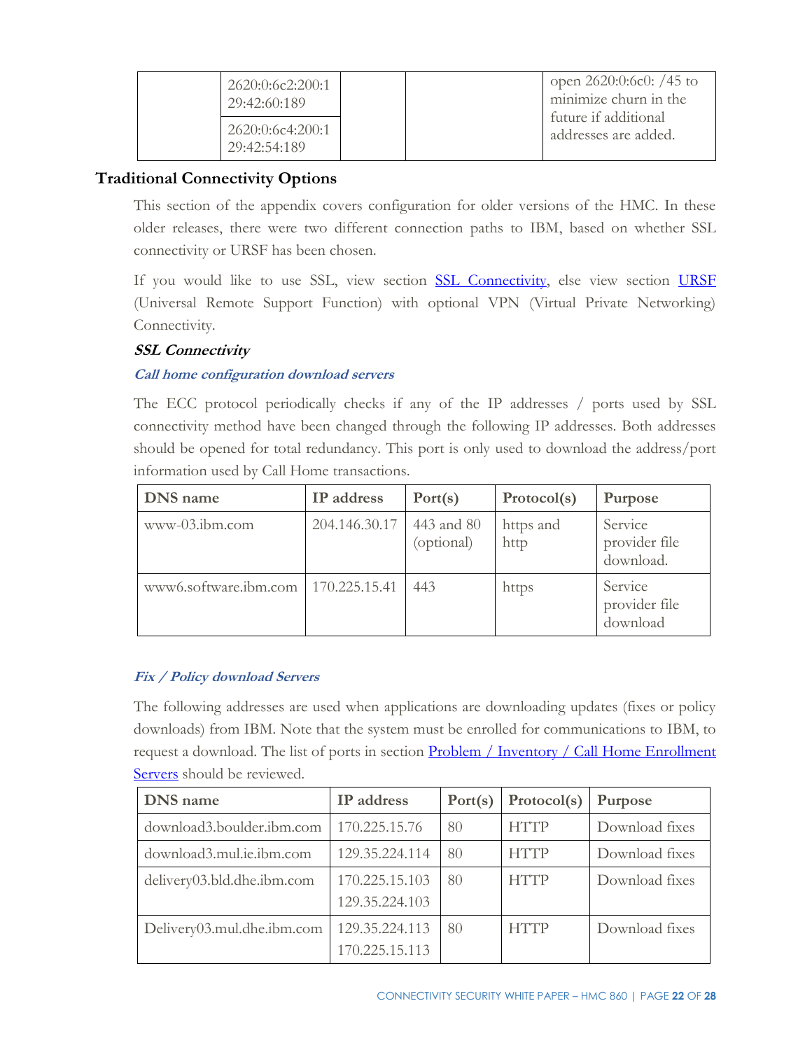| | 2620:0:6c2:200:129:42:60:189 | | | open 2620:0:6c0: /45 to minimize churn in the future if additional addresses are added. |
|---|---|---|---|---|
| | 2620:0:6c4:200:129:42:54:189 | | | |

## Traditional Connectivity Options

This section of the appendix covers configuration for older versions of the HMC. In these older releases, there were two different connection paths to IBM, based on whether SSL connectivity or URSF has been chosen.

If you would like to use SSL, view section SSL Connectivity, else view section URSF (Universal Remote Support Function) with optional VPN (Virtual Private Networking) Connectivity.

### *SSL Connectivity*

#### *Call home configuration download servers*

The ECC protocol periodically checks if any of the IP addresses / ports used by SSL connectivity method have been changed through the following IP addresses. Both addresses should be opened for total redundancy. This port is only used to download the address/port information used by Call Home transactions.

| DNS name | IP address | Port(s) | Protocol(s) | Purpose |
|---|---|---|---|---|
| www-03.ibm.com | 204.146.30.17 | 443 and 80 (optional) | https and http | Service provider file download. |
| www6.software.ibm.com | 170.225.15.41 | 443 | https | Service provider file download |

#### *Fix / Policy download Servers*

The following addresses are used when applications are downloading updates (fixes or policy downloads) from IBM. Note that the system must be enrolled for communications to IBM, to request a download. The list of ports in section Problem / Inventory / Call Home Enrollment Servers should be reviewed.

| DNS name | IP address | Port(s) | Protocol(s) | Purpose |
|---|---|---|---|---|
| download3.boulder.ibm.com | 170.225.15.76 | 80 | HTTP | Download fixes |
| download3.mul.ie.ibm.com | 129.35.224.114 | 80 | HTTP | Download fixes |
| delivery03.bld.dhe.ibm.com | 170.225.15.103<br>129.35.224.103 | 80 | HTTP | Download fixes |
| Delivery03.mul.dhe.ibm.com | 129.35.224.113<br>170.225.15.113 | 80 | HTTP | Download fixes |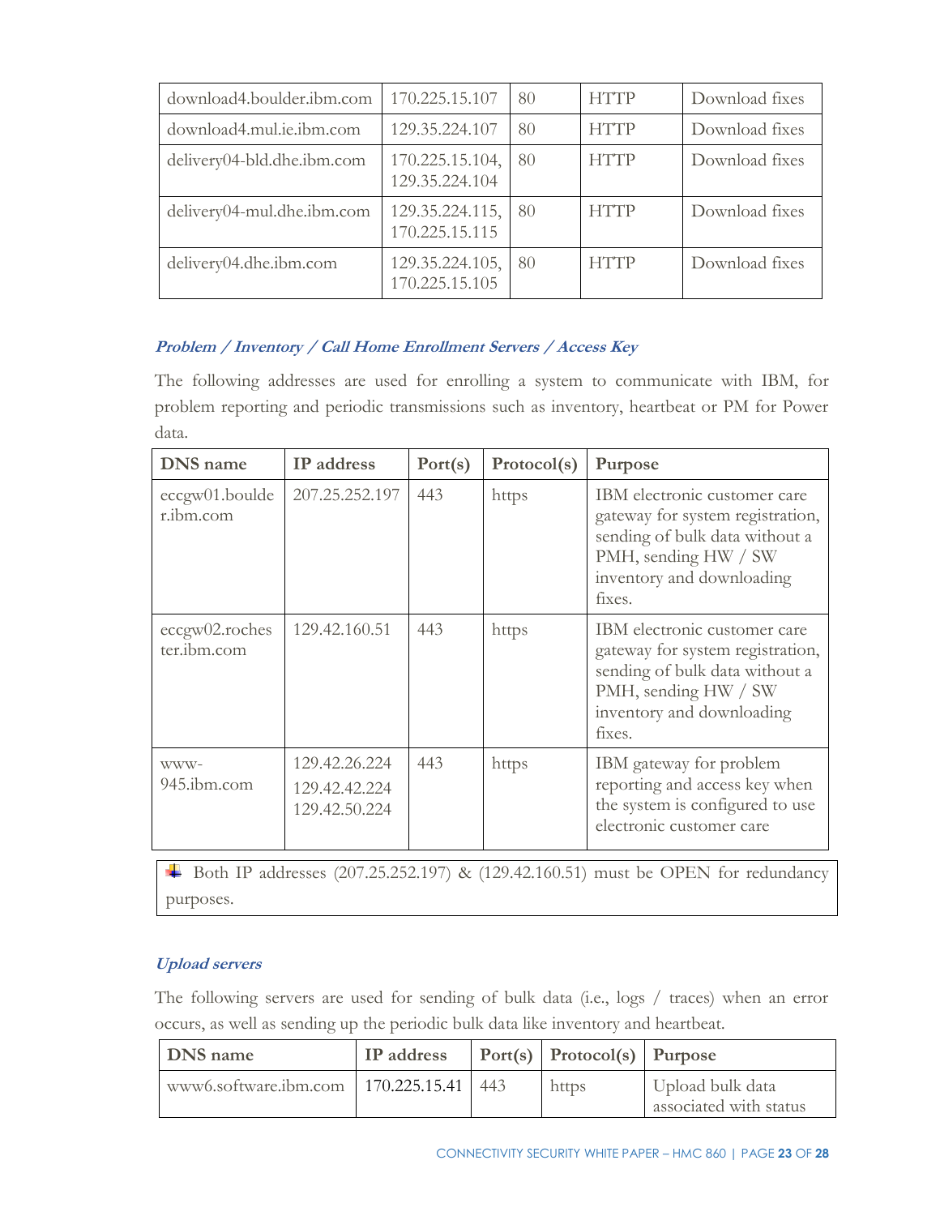| download4.boulder.ibm.com | 170.225.15.107 | 80 | HTTP | Download fixes |
|---|---|---|---|---|
| download4.mul.ie.ibm.com | 129.35.224.107 | 80 | HTTP | Download fixes |
| delivery04-bld.dhe.ibm.com | 170.225.15.104, 129.35.224.104 | 80 | HTTP | Download fixes |
| delivery04-mul.dhe.ibm.com | 129.35.224.115, 170.225.15.115 | 80 | HTTP | Download fixes |
| delivery04.dhe.ibm.com | 129.35.224.105, 170.225.15.105 | 80 | HTTP | Download fixes |

### *Problem / Inventory / Call Home Enrollment Servers / Access Key*

The following addresses are used for enrolling a system to communicate with IBM, for problem reporting and periodic transmissions such as inventory, heartbeat or PM for Power data.

| DNS name | IP address | Port(s) | Protocol(s) | Purpose |
|---|---|---|---|---|
| eccgw01.boulder.ibm.com | 207.25.252.197 | 443 | https | IBM electronic customer care gateway for system registration, sending of bulk data without a PMH, sending HW / SW inventory and downloading fixes. |
| eccgw02.rochester.ibm.com | 129.42.160.51 | 443 | https | IBM electronic customer care gateway for system registration, sending of bulk data without a PMH, sending HW / SW inventory and downloading fixes. |
| www-945.ibm.com | 129.42.26.224<br>129.42.42.224<br>129.42.50.224 | 443 | https | IBM gateway for problem reporting and access key when the system is configured to use electronic customer care |

Both IP addresses (207.25.252.197) & (129.42.160.51) must be OPEN for redundancy purposes.

### *Upload servers*

The following servers are used for sending of bulk data (i.e., logs / traces) when an error occurs, as well as sending up the periodic bulk data like inventory and heartbeat.

| DNS name | IP address | Port(s) | Protocol(s) | Purpose |
|---|---|---|---|---|
| www6.software.ibm.com | 170.225.15.41 | 443 | https | Upload bulk data associated with status |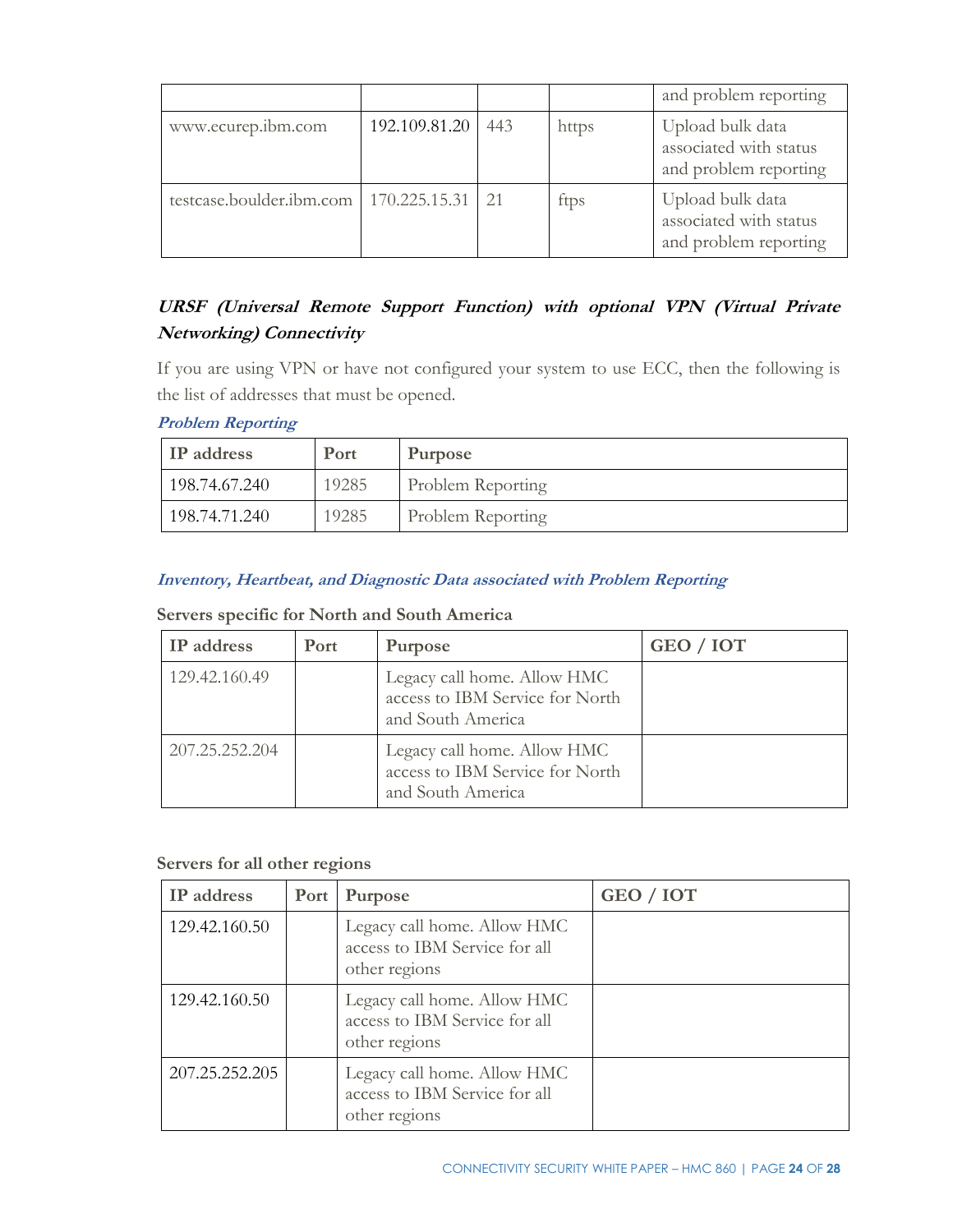| | | | | and problem reporting |
|---|---|---|---|---|
| www.ecurep.ibm.com | 192.109.81.20 | 443 | https | Upload bulk data associated with status and problem reporting |
| testcase.boulder.ibm.com | 170.225.15.31 | 21 | ftps | Upload bulk data associated with status and problem reporting |

### ***URSF (Universal Remote Support Function) with optional VPN (Virtual Private Networking) Connectivity***

If you are using VPN or have not configured your system to use ECC, then the following is the list of addresses that must be opened.

#### ***Problem Reporting***

| IP address | Port | Purpose |
|---|---|---|
| 198.74.67.240 | 19285 | Problem Reporting |
| 198.74.71.240 | 19285 | Problem Reporting |

#### ***Inventory, Heartbeat, and Diagnostic Data associated with Problem Reporting***

**Servers specific for North and South America**

| IP address | Port | Purpose | GEO / IOT |
|---|---|---|---|
| 129.42.160.49 | | Legacy call home. Allow HMC access to IBM Service for North and South America | |
| 207.25.252.204 | | Legacy call home. Allow HMC access to IBM Service for North and South America | |

**Servers for all other regions**

| IP address | Port | Purpose | GEO / IOT |
|---|---|---|---|
| 129.42.160.50 | | Legacy call home. Allow HMC access to IBM Service for all other regions | |
| 129.42.160.50 | | Legacy call home. Allow HMC access to IBM Service for all other regions | |
| 207.25.252.205 | | Legacy call home. Allow HMC access to IBM Service for all other regions | |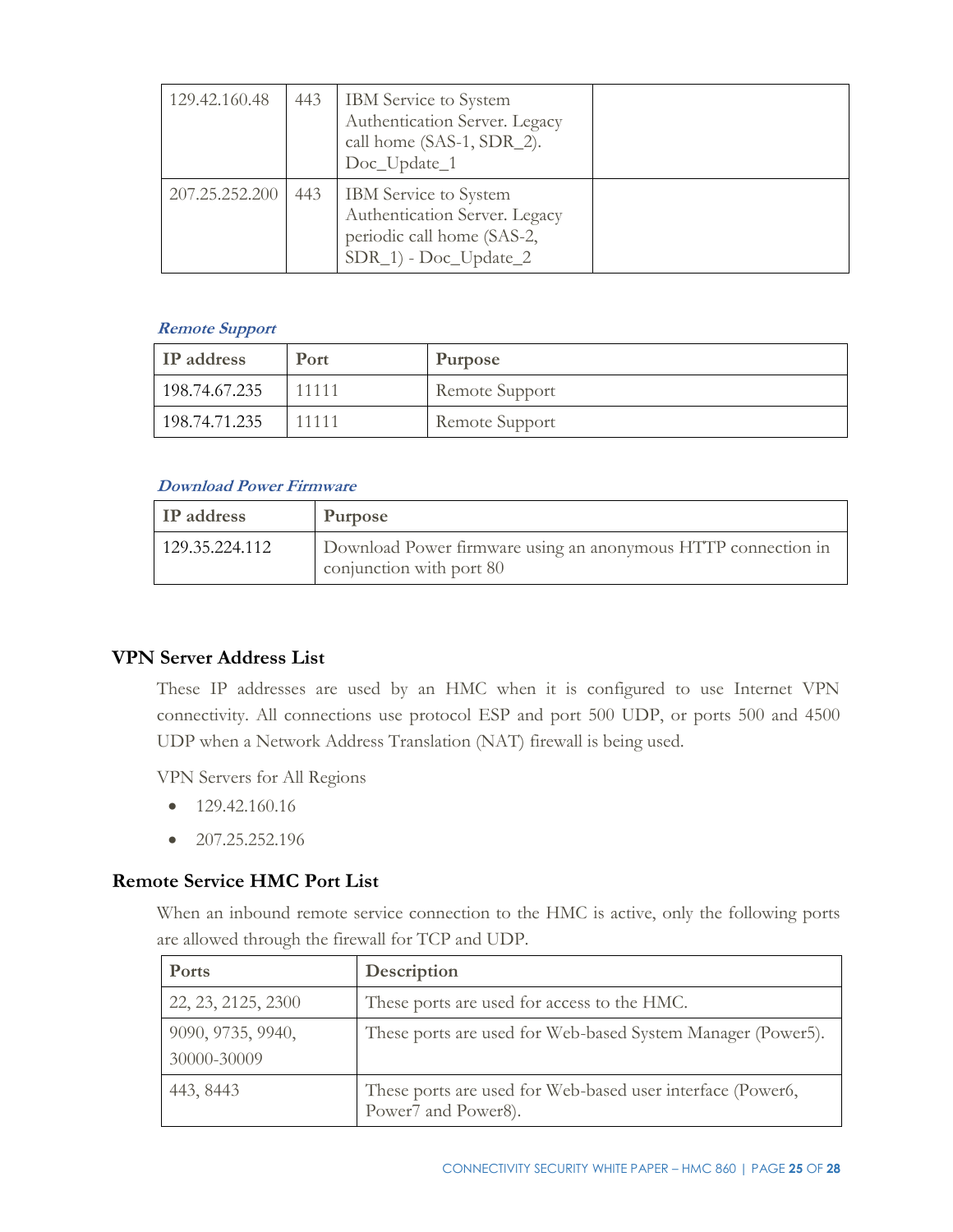| 129.42.160.48 | 443 | IBM Service to System Authentication Server. Legacy call home (SAS-1, SDR_2). Doc_Update_1 | |
|---|---|---|---|
| 207.25.252.200 | 443 | IBM Service to System Authentication Server. Legacy periodic call home (SAS-2, SDR_1) - Doc_Update_2 | |

#### *Remote Support*

| IP address | Port | Purpose |
|---|---|---|
| 198.74.67.235 | 11111 | Remote Support |
| 198.74.71.235 | 11111 | Remote Support |

#### *Download Power Firmware*

| IP address | Purpose |
|---|---|
| 129.35.224.112 | Download Power firmware using an anonymous HTTP connection in conjunction with port 80 |

## VPN Server Address List

These IP addresses are used by an HMC when it is configured to use Internet VPN connectivity. All connections use protocol ESP and port 500 UDP, or ports 500 and 4500 UDP when a Network Address Translation (NAT) firewall is being used.

VPN Servers for All Regions

- 129.42.160.16
- 207.25.252.196

## Remote Service HMC Port List

When an inbound remote service connection to the HMC is active, only the following ports are allowed through the firewall for TCP and UDP.

| Ports | Description |
|---|---|
| 22, 23, 2125, 2300 | These ports are used for access to the HMC. |
| 9090, 9735, 9940, 30000-30009 | These ports are used for Web-based System Manager (Power5). |
| 443, 8443 | These ports are used for Web-based user interface (Power6, Power7 and Power8). |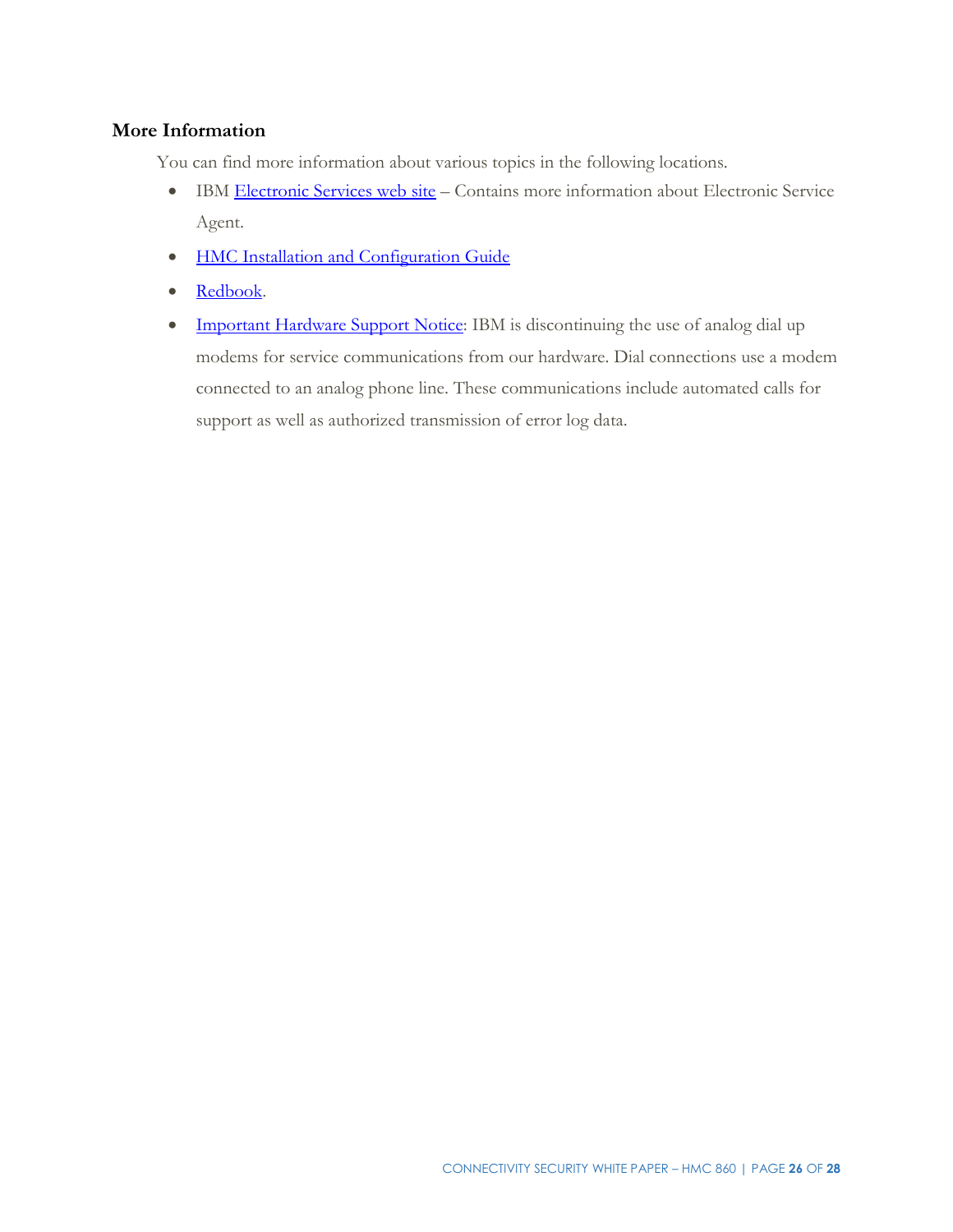## More Information

You can find more information about various topics in the following locations.

- IBM Electronic Services web site – Contains more information about Electronic Service Agent.
- HMC Installation and Configuration Guide
- Redbook.
- Important Hardware Support Notice: IBM is discontinuing the use of analog dial up modems for service communications from our hardware. Dial connections use a modem connected to an analog phone line. These communications include automated calls for support as well as authorized transmission of error log data.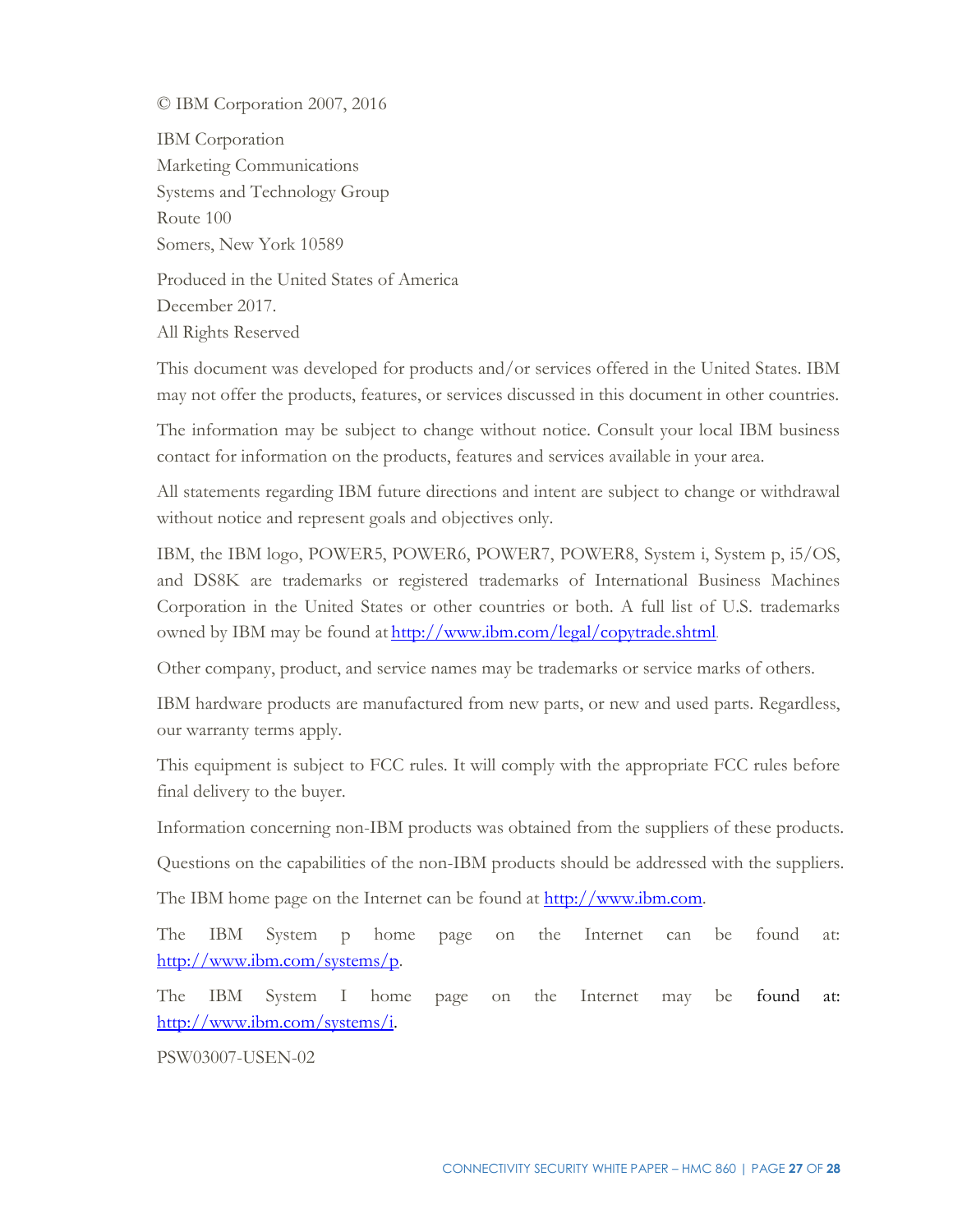© IBM Corporation 2007, 2016

IBM Corporation
Marketing Communications
Systems and Technology Group
Route 100
Somers, New York 10589

Produced in the United States of America
December 2017.
All Rights Reserved

This document was developed for products and/or services offered in the United States. IBM may not offer the products, features, or services discussed in this document in other countries.

The information may be subject to change without notice. Consult your local IBM business contact for information on the products, features and services available in your area.

All statements regarding IBM future directions and intent are subject to change or withdrawal without notice and represent goals and objectives only.

IBM, the IBM logo, POWER5, POWER6, POWER7, POWER8, System i, System p, i5/OS, and DS8K are trademarks or registered trademarks of International Business Machines Corporation in the United States or other countries or both. A full list of U.S. trademarks owned by IBM may be found at http://www.ibm.com/legal/copytrade.shtml.

Other company, product, and service names may be trademarks or service marks of others.

IBM hardware products are manufactured from new parts, or new and used parts. Regardless, our warranty terms apply.

This equipment is subject to FCC rules. It will comply with the appropriate FCC rules before final delivery to the buyer.

Information concerning non-IBM products was obtained from the suppliers of these products.

Questions on the capabilities of the non-IBM products should be addressed with the suppliers.

The IBM home page on the Internet can be found at http://www.ibm.com.

The IBM System p home page on the Internet can be found at: http://www.ibm.com/systems/p.

The IBM System I home page on the Internet may be found at: http://www.ibm.com/systems/i.

PSW03007-USEN-02